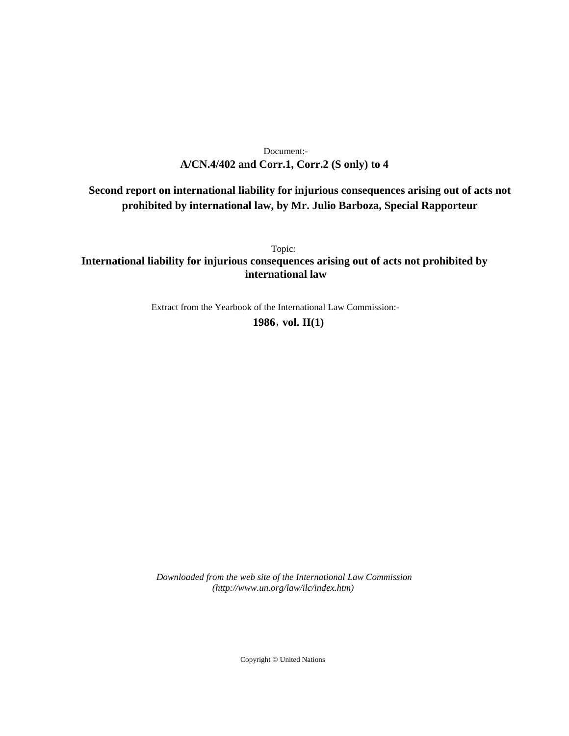Document:-

**A/CN.4/402 and Corr.1, Corr.2 (S only) to 4**

**Second report on international liability for injurious consequences arising out of acts not prohibited by international law, by Mr. Julio Barboza, Special Rapporteur**

Topic:

**International liability for injurious consequences arising out of acts not prohibited by international law**

Extract from the Yearbook of the International Law Commission:-

**1986, vol. II(1)**

*Downloaded from the web site of the International Law Commission (http://www.un.org/law/ilc/index.htm)*

Copyright © United Nations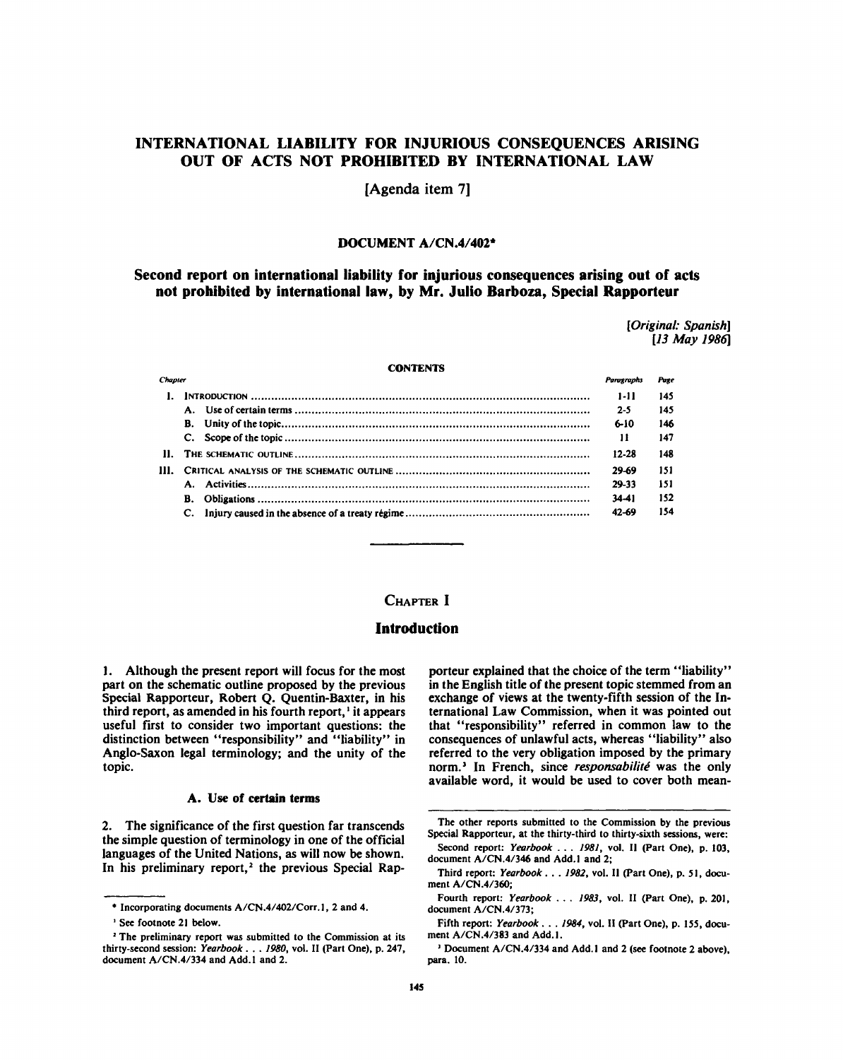# INTERNATIONAL LIABILITY FOR INJURIOUS CONSEQUENCES ARISING OUT OF ACTS NOT PROHIBITED BY INTERNATIONAL LAW

[Agenda item 7]

## DOCUMENT A/CN.4/402*

## Second report on international liability for injurious consequences arising out of acts not prohibited by international law, by Mr. Julio Barboza, Special Rapporteur

*[Original: Spanish]*
*[13 May 1986]*

### CONTENTS

| Chapter | | Paragraphs | Page |
|---|---|---|---|
| I. | INTRODUCTION | 1-11 | 145 |
| | A. Use of certain terms | 2-5 | 145 |
| | B. Unity of the topic | 6-10 | 146 |
| | C. Scope of the topic | 11 | 147 |
| II. | THE SCHEMATIC OUTLINE | 12-28 | 148 |
| III. | CRITICAL ANALYSIS OF THE SCHEMATIC OUTLINE | 29-69 | 151 |
| | A. Activities | 29-33 | 151 |
| | B. Obligations | 34-41 | 152 |
| | C. Injury caused in the absence of a treaty régime | 42-69 | 154 |

## CHAPTER I

## Introduction

1. Although the present report will focus for the most part on the schematic outline proposed by the previous Special Rapporteur, Robert Q. Quentin-Baxter, in his third report, as amended in his fourth report,[1] it appears useful first to consider two important questions: the distinction between "responsibility" and "liability" in Anglo-Saxon legal terminology; and the unity of the topic.

### A. Use of certain terms

2. The significance of the first question far transcends the simple question of terminology in one of the official languages of the United Nations, as will now be shown. In his preliminary report,[2] the previous Special Rapporteur explained that the choice of the term "liability" in the English title of the present topic stemmed from an exchange of views at the twenty-fifth session of the International Law Commission, when it was pointed out that "responsibility" referred in common law to the consequences of unlawful acts, whereas "liability" also referred to the very obligation imposed by the primary norm.[3] In French, since *responsabilité* was the only available word, it would be used to cover both mean-

---

\* Incorporating documents A/CN.4/402/Corr.1, 2 and 4.

[1] See footnote 21 below.

[2] The preliminary report was submitted to the Commission at its thirty-second session: *Yearbook . . . 1980*, vol. II (Part One), p. 247, document A/CN.4/334 and Add.1 and 2.

The other reports submitted to the Commission by the previous Special Rapporteur, at the thirty-third to thirty-sixth sessions, were:

Second report: *Yearbook . . . 1981*, vol. II (Part One), p. 103, document A/CN.4/346 and Add.1 and 2;

Third report: *Yearbook . . . 1982*, vol. II (Part One), p. 51, document A/CN.4/360;

Fourth report: *Yearbook . . . 1983*, vol. II (Part One), p. 201, document A/CN.4/373;

Fifth report: *Yearbook . . . 1984*, vol. II (Part One), p. 155, document A/CN.4/383 and Add.1.

[3] Document A/CN.4/334 and Add.1 and 2 (see footnote 2 above), para. 10.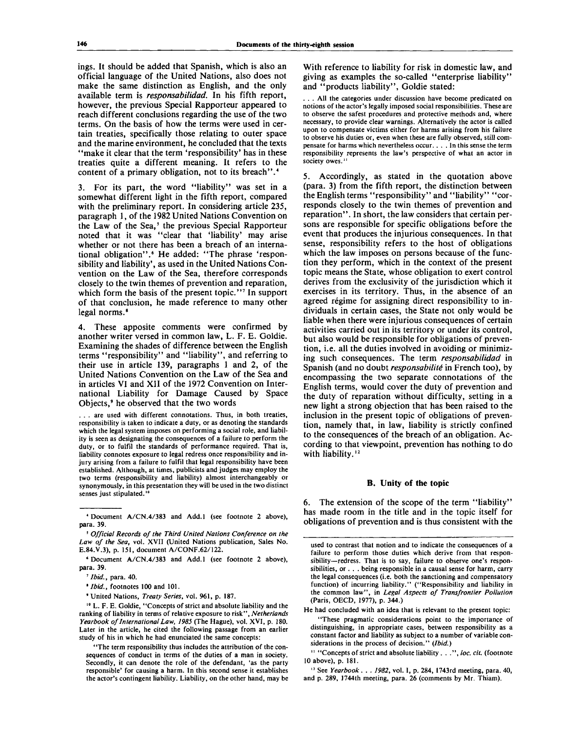ings. It should be added that Spanish, which is also an official language of the United Nations, also does not make the same distinction as English, and the only available term is *responsabilidad*. In his fifth report, however, the previous Special Rapporteur appeared to reach different conclusions regarding the use of the two terms. On the basis of how the terms were used in certain treaties, specifically those relating to outer space and the marine environment, he concluded that the texts "make it clear that the term 'responsibility' has in these treaties quite a different meaning. It refers to the content of a primary obligation, not to its breach".[4]

3. For its part, the word "liability" was set in a somewhat different light in the fifth report, compared with the preliminary report. In considering article 235, paragraph 1, of the 1982 United Nations Convention on the Law of the Sea,[5] the previous Special Rapporteur noted that it was "clear that 'liability' may arise whether or not there has been a breach of an international obligation".[6] He added: "The phrase 'responsibility and liability', as used in the United Nations Convention on the Law of the Sea, therefore corresponds closely to the twin themes of prevention and reparation, which form the basis of the present topic."[7] In support of that conclusion, he made reference to many other legal norms.[8]

4. These apposite comments were confirmed by another writer versed in common law, L. F. E. Goldie. Examining the shades of difference between the English terms "responsibility" and "liability", and referring to their use in article 139, paragraphs 1 and 2, of the United Nations Convention on the Law of the Sea and in articles VI and XII of the 1972 Convention on International Liability for Damage Caused by Space Objects,[9] he observed that the two words

> ... are used with different connotations. Thus, in both treaties, responsibility is taken to indicate a duty, or as denoting the standards which the legal system imposes on performing a social role, and liability is seen as designating the consequences of a failure to perform the duty, or to fulfil the standards of performance required. That is, liability connotes exposure to legal redress once responsibility and injury arising from a failure to fulfil that legal responsibility have been established. Although, at times, publicists and judges may employ the two terms (responsibility and liability) almost interchangeably or synonymously, in this presentation they will be used in the two distinct senses just stipulated.[10]

With reference to liability for risk in domestic law, and giving as examples the so-called "enterprise liability" and "products liability", Goldie stated:

> ... All the categories under discussion have become predicated on notions of the actor's legally imposed social responsibilities. These are to observe the safest procedures and protective methods and, where necessary, to provide clear warnings. Alternatively the actor is called upon to compensate victims either for harms arising from his failure to observe his duties or, even when these are fully observed, still compensate for harms which nevertheless occur. ... In this sense the term responsibility represents the law's perspective of what an actor in society owes.[11]

5. Accordingly, as stated in the quotation above (para. 3) from the fifth report, the distinction between the English terms "responsibility" and "liability" "corresponds closely to the twin themes of prevention and reparation". In short, the law considers that certain persons are responsible for specific obligations before the event that produces the injurious consequences. In that sense, responsibility refers to the host of obligations which the law imposes on persons because of the function they perform, which in the context of the present topic means the State, whose obligation to exert control derives from the exclusivity of the jurisdiction which it exercises in its territory. Thus, in the absence of an agreed régime for assigning direct responsibility to individuals in certain cases, the State not only would be liable when there were injurious consequences of certain activities carried out in its territory or under its control, but also would be responsible for obligations of prevention, i.e. all the duties involved in avoiding or minimizing such consequences. The term *responsabilidad* in Spanish (and no doubt *responsabilité* in French too), by encompassing the two separate connotations of the English terms, would cover the duty of prevention and the duty of reparation without difficulty, setting in a new light a strong objection that has been raised to the inclusion in the present topic of obligations of prevention, namely that, in law, liability is strictly confined to the consequences of the breach of an obligation. According to that viewpoint, prevention has nothing to do with liability.[12]

## B. Unity of the topic

6. The extension of the scope of the term "liability" has made room in the title and in the topic itself for obligations of prevention and is thus consistent with the

---

[4] Document A/CN.4/383 and Add.1 (see footnote 2 above), para. 39.

[5] *Official Records of the Third United Nations Conference on the Law of the Sea*, vol. XVII (United Nations publication, Sales No. E.84.V.3), p. 151, document A/CONF.62/122.

[6] Document A/CN.4/383 and Add.1 (see footnote 2 above), para. 39.

[7] *Ibid.*, para. 40.

[8] *Ibid.*, footnotes 100 and 101.

[9] United Nations, *Treaty Series*, vol. 961, p. 187.

[10] L. F. E. Goldie, "Concepts of strict and absolute liability and the ranking of liability in terms of relative exposure to risk", *Netherlands Yearbook of International Law, 1985* (The Hague), vol. XVI, p. 180. Later in the article, he cited the following passage from an earlier study of his in which he had enunciated the same concepts:

"The term responsibility thus includes the attribution of the consequences of conduct in terms of the duties of a man in society. Secondly, it can denote the role of the defendant, 'as the party responsible' for causing a harm. In this second sense it establishes the actor's contingent liability. Liability, on the other hand, may be used to contrast that notion and to indicate the consequences of a failure to perform those duties which derive from that responsibility—redress. That is to say, failure to observe one's responsibilities, or ... being responsible in a causal sense for harm, carry the legal consequences (i.e. both the sanctioning and compensatory function) of incurring liability." ("Responsibility and liability in the common law", in *Legal Aspects of Transfrontier Pollution* (Paris, OECD, 1977), p. 344.)

He had concluded with an idea that is relevant to the present topic:

"These pragmatic considerations point to the importance of distinguishing, in appropriate cases, between responsibility as a constant factor and liability as subject to a number of variable considerations in the process of decision." (*Ibid.*)

[11] "Concepts of strict and absolute liability ...", *loc. cit.* (footnote 10 above), p. 181.

[12] See *Yearbook ... 1982*, vol. I, p. 284, 1743rd meeting, para. 40, and p. 289, 1744th meeting, para. 26 (comments by Mr. Thiam).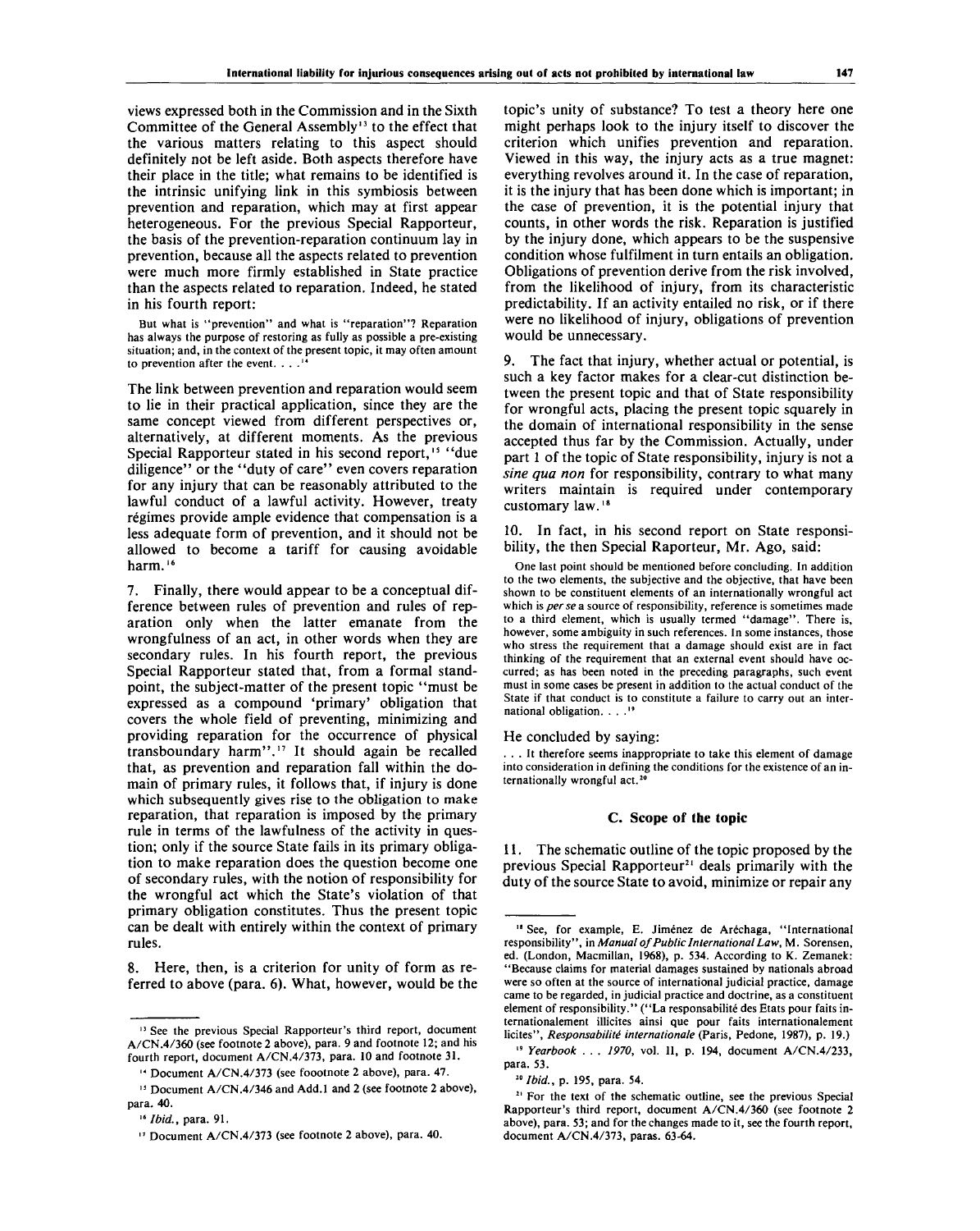views expressed both in the Commission and in the Sixth Committee of the General Assembly[13] to the effect that the various matters relating to this aspect should definitely not be left aside. Both aspects therefore have their place in the title; what remains to be identified is the intrinsic unifying link in this symbiosis between prevention and reparation, which may at first appear heterogeneous. For the previous Special Rapporteur, the basis of the prevention-reparation continuum lay in prevention, because all the aspects related to prevention were much more firmly established in State practice than the aspects related to reparation. Indeed, he stated in his fourth report:

> But what is "prevention" and what is "reparation"? Reparation has always the purpose of restoring as fully as possible a pre-existing situation; and, in the context of the present topic, it may often amount to prevention after the event. . . .[14]

The link between prevention and reparation would seem to lie in their practical application, since they are the same concept viewed from different perspectives or, alternatively, at different moments. As the previous Special Rapporteur stated in his second report,[15] "due diligence" or the "duty of care" even covers reparation for any injury that can be reasonably attributed to the lawful conduct of a lawful activity. However, treaty régimes provide ample evidence that compensation is a less adequate form of prevention, and it should not be allowed to become a tariff for causing avoidable harm.[16]

7. Finally, there would appear to be a conceptual difference between rules of prevention and rules of reparation only when the latter emanate from the wrongfulness of an act, in other words when they are secondary rules. In his fourth report, the previous Special Rapporteur stated that, from a formal standpoint, the subject-matter of the present topic "must be expressed as a compound 'primary' obligation that covers the whole field of preventing, minimizing and providing reparation for the occurrence of physical transboundary harm".[17] It should again be recalled that, as prevention and reparation fall within the domain of primary rules, it follows that, if injury is done which subsequently gives rise to the obligation to make reparation, that reparation is imposed by the primary rule in terms of the lawfulness of the activity in question; only if the source State fails in its primary obligation to make reparation does the question become one of secondary rules, with the notion of responsibility for the wrongful act which the State's violation of that primary obligation constitutes. Thus the present topic can be dealt with entirely within the context of primary rules.

8. Here, then, is a criterion for unity of form as referred to above (para. 6). What, however, would be the topic's unity of substance? To test a theory here one might perhaps look to the injury itself to discover the criterion which unifies prevention and reparation. Viewed in this way, the injury acts as a true magnet: everything revolves around it. In the case of reparation, it is the injury that has been done which is important; in the case of prevention, it is the potential injury that counts, in other words the risk. Reparation is justified by the injury done, which appears to be the suspensive condition whose fulfilment in turn entails an obligation. Obligations of prevention derive from the risk involved, from the likelihood of injury, from its characteristic predictability. If an activity entailed no risk, or if there were no likelihood of injury, obligations of prevention would be unnecessary.

9. The fact that injury, whether actual or potential, is such a key factor makes for a clear-cut distinction between the present topic and that of State responsibility for wrongful acts, placing the present topic squarely in the domain of international responsibility in the sense accepted thus far by the Commission. Actually, under part 1 of the topic of State responsibility, injury is not a *sine qua non* for responsibility, contrary to what many writers maintain is required under contemporary customary law.[18]

10. In fact, in his second report on State responsibility, the then Special Raporteur, Mr. Ago, said:

> One last point should be mentioned before concluding. In addition to the two elements, the subjective and the objective, that have been shown to be constituent elements of an internationally wrongful act which is *per se* a source of responsibility, reference is sometimes made to a third element, which is usually termed "damage". There is, however, some ambiguity in such references. In some instances, those who stress the requirement that a damage should exist are in fact thinking of the requirement that an external event should have occurred; as has been noted in the preceding paragraphs, such event must in some cases be present in addition to the actual conduct of the State if that conduct is to constitute a failure to carry out an international obligation. . . .[19]

He concluded by saying:

> . . . It therefore seems inappropriate to take this element of damage into consideration in defining the conditions for the existence of an internationally wrongful act.[20]

### C. Scope of the topic

11. The schematic outline of the topic proposed by the previous Special Rapporteur[21] deals primarily with the duty of the source State to avoid, minimize or repair any

---

[13] See the previous Special Rapporteur's third report, document A/CN.4/360 (see footnote 2 above), para. 9 and footnote 12; and his fourth report, document A/CN.4/373, para. 10 and footnote 31.

[14] Document A/CN.4/373 (see fooonote 2 above), para. 47.

[15] Document A/CN.4/346 and Add.1 and 2 (see footnote 2 above), para. 40.

[16] *Ibid.*, para. 91.

[17] Document A/CN.4/373 (see footnote 2 above), para. 40.

[18] See, for example, E. Jiménez de Aréchaga, "International responsibility", in *Manual of Public International Law*, M. Sorensen, ed. (London, Macmillan, 1968), p. 534. According to K. Zemanek: "Because claims for material damages sustained by nationals abroad were so often at the source of international judicial practice, damage came to be regarded, in judicial practice and doctrine, as a constituent element of responsibility." ("La responsabilité des Etats pour faits internationalement illicites ainsi que pour faits internationalement licites", *Responsabilité internationale* (Paris, Pedone, 1987), p. 19.)

[19] *Yearbook . . . 1970*, vol. II, p. 194, document A/CN.4/233, para. 53.

[20] *Ibid.*, p. 195, para. 54.

[21] For the text of the schematic outline, see the previous Special Rapporteur's third report, document A/CN.4/360 (see footnote 2 above), para. 53; and for the changes made to it, see the fourth report, document A/CN.4/373, paras. 63-64.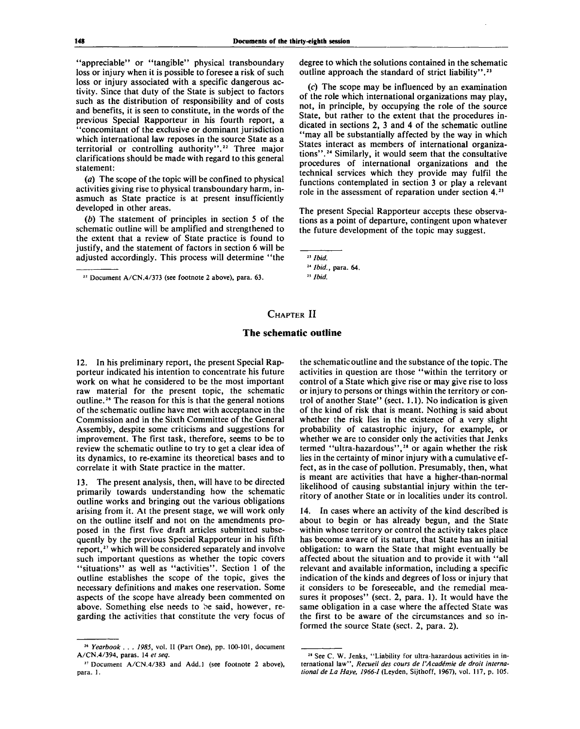"appreciable" or "tangible" physical transboundary loss or injury when it is possible to foresee a risk of such loss or injury associated with a specific dangerous activity. Since that duty of the State is subject to factors such as the distribution of responsibility and of costs and benefits, it is seen to constitute, in the words of the previous Special Rapporteur in his fourth report, a "concomitant of the exclusive or dominant jurisdiction which international law reposes in the source State as a territorial or controlling authority".[22] Three major clarifications should be made with regard to this general statement:

(*a*) The scope of the topic will be confined to physical activities giving rise to physical transboundary harm, inasmuch as State practice is at present insufficiently developed in other areas.

(*b*) The statement of principles in section 5 of the schematic outline will be amplified and strengthened to the extent that a review of State practice is found to justify, and the statement of factors in section 6 will be adjusted accordingly. This process will determine "the degree to which the solutions contained in the schematic outline approach the standard of strict liability".[23]

(*c*) The scope may be influenced by an examination of the role which international organizations may play, not, in principle, by occupying the role of the source State, but rather to the extent that the procedures indicated in sections 2, 3 and 4 of the schematic outline "may all be substantially affected by the way in which States interact as members of international organizations".[24] Similarly, it would seem that the consultative procedures of international organizations and the technical services which they provide may fulfil the functions contemplated in section 3 or play a relevant role in the assessment of reparation under section 4.[25]

The present Special Rapporteur accepts these observations as a point of departure, contingent upon whatever the future development of the topic may suggest.

[22] Document A/CN.4/373 (see footnote 2 above), para. 63.

[23] *Ibid.*

[24] *Ibid.*, para. 64.

[25] *Ibid.*

## CHAPTER II

## The schematic outline

12. In his preliminary report, the present Special Rapporteur indicated his intention to concentrate his future work on what he considered to be the most important raw material for the present topic, the schematic outline.[26] The reason for this is that the general notions of the schematic outline have met with acceptance in the Commission and in the Sixth Committee of the General Assembly, despite some criticisms and suggestions for improvement. The first task, therefore, seems to be to review the schematic outline to try to get a clear idea of its dynamics, to re-examine its theoretical bases and to correlate it with State practice in the matter.

13. The present analysis, then, will have to be directed primarily towards understanding how the schematic outline works and bringing out the various obligations arising from it. At the present stage, we will work only on the outline itself and not on the amendments proposed in the first five draft articles submitted subsequently by the previous Special Rapporteur in his fifth report,[27] which will be considered separately and involve such important questions as whether the topic covers "situations" as well as "activities". Section 1 of the outline establishes the scope of the topic, gives the necessary definitions and makes one reservation. Some aspects of the scope have already been commented on above. Something else needs to be said, however, regarding the activities that constitute the very focus of the schematic outline and the substance of the topic. The activities in question are those "within the territory or control of a State which give rise or may give rise to loss or injury to persons or things within the territory or control of another State" (sect. 1.1). No indication is given of the kind of risk that is meant. Nothing is said about whether the risk lies in the existence of a very slight probability of catastrophic injury, for example, or whether we are to consider only the activities that Jenks termed "ultra-hazardous",[28] or again whether the risk lies in the certainty of minor injury with a cumulative effect, as in the case of pollution. Presumably, then, what is meant are activities that have a higher-than-normal likelihood of causing substantial injury within the territory of another State or in localities under its control.

14. In cases where an activity of the kind described is about to begin or has already begun, and the State within whose territory or control the activity takes place has become aware of its nature, that State has an initial obligation: to warn the State that might eventually be affected about the situation and to provide it with "all relevant and available information, including a specific indication of the kinds and degrees of loss or injury that it considers to be foreseeable, and the remedial measures it proposes" (sect. 2, para. 1). It would have the same obligation in a case where the affected State was the first to be aware of the circumstances and so informed the source State (sect. 2, para. 2).

[26] *Yearbook . . . 1985*, vol. II (Part One), pp. 100-101, document A/CN.4/394, paras. 14 *et seq.*

[27] Document A/CN.4/383 and Add.1 (see footnote 2 above), para. 1.

[28] See C. W. Jenks, "Liability for ultra-hazardous activities in international law", *Recueil des cours de l'Académie de droit international de La Haye, 1966-I* (Leyden, Sijthoff, 1967), vol. 117, p. 105.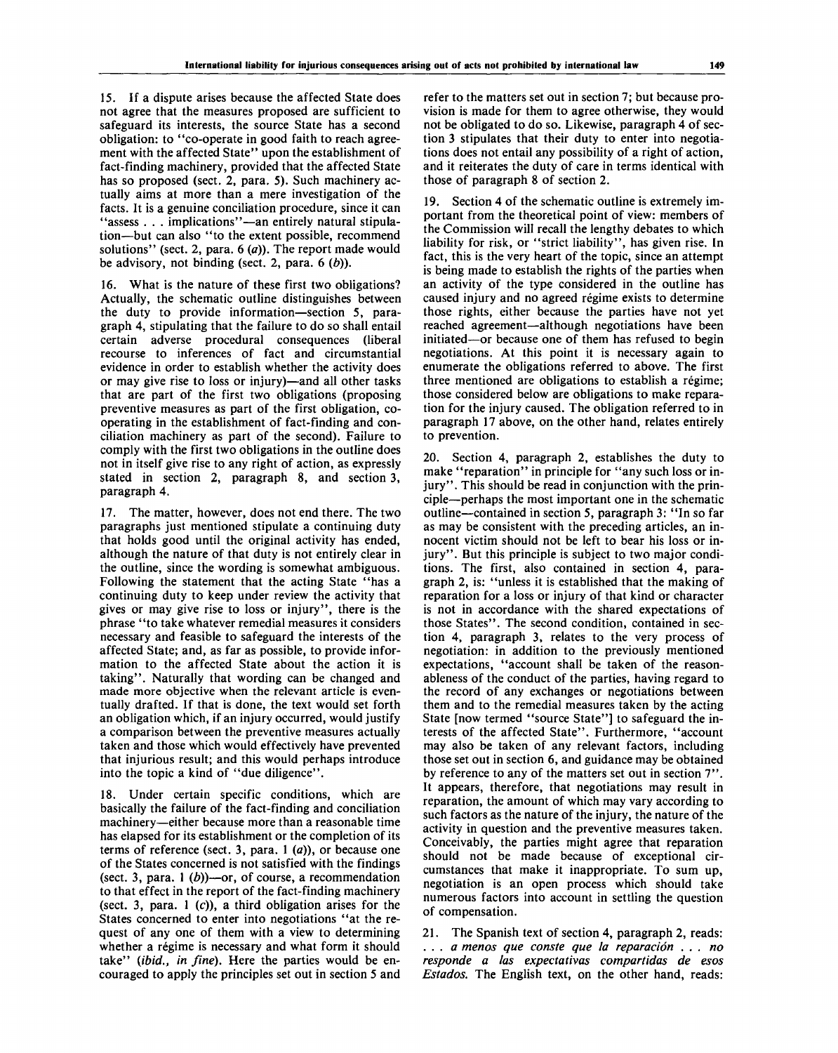15. If a dispute arises because the affected State does not agree that the measures proposed are sufficient to safeguard its interests, the source State has a second obligation: to "co-operate in good faith to reach agreement with the affected State" upon the establishment of fact-finding machinery, provided that the affected State has so proposed (sect. 2, para. 5). Such machinery actually aims at more than a mere investigation of the facts. It is a genuine conciliation procedure, since it can "assess . . . implications"—an entirely natural stipulation—but can also "to the extent possible, recommend solutions" (sect. 2, para. 6 (*a*)). The report made would be advisory, not binding (sect. 2, para. 6 (*b*)).

16. What is the nature of these first two obligations? Actually, the schematic outline distinguishes between the duty to provide information—section 5, paragraph 4, stipulating that the failure to do so shall entail certain adverse procedural consequences (liberal recourse to inferences of fact and circumstantial evidence in order to establish whether the activity does or may give rise to loss or injury)—and all other tasks that are part of the first two obligations (proposing preventive measures as part of the first obligation, cooperating in the establishment of fact-finding and conciliation machinery as part of the second). Failure to comply with the first two obligations in the outline does not in itself give rise to any right of action, as expressly stated in section 2, paragraph 8, and section 3, paragraph 4.

17. The matter, however, does not end there. The two paragraphs just mentioned stipulate a continuing duty that holds good until the original activity has ended, although the nature of that duty is not entirely clear in the outline, since the wording is somewhat ambiguous. Following the statement that the acting State "has a continuing duty to keep under review the activity that gives or may give rise to loss or injury", there is the phrase "to take whatever remedial measures it considers necessary and feasible to safeguard the interests of the affected State; and, as far as possible, to provide information to the affected State about the action it is taking". Naturally that wording can be changed and made more objective when the relevant article is eventually drafted. If that is done, the text would set forth an obligation which, if an injury occurred, would justify a comparison between the preventive measures actually taken and those which would effectively have prevented that injurious result; and this would perhaps introduce into the topic a kind of "due diligence".

18. Under certain specific conditions, which are basically the failure of the fact-finding and conciliation machinery—either because more than a reasonable time has elapsed for its establishment or the completion of its terms of reference (sect. 3, para. 1 (*a*)), or because one of the States concerned is not satisfied with the findings (sect. 3, para. 1 (*b*))—or, of course, a recommendation to that effect in the report of the fact-finding machinery (sect. 3, para. 1 (*c*)), a third obligation arises for the States concerned to enter into negotiations "at the request of any one of them with a view to determining whether a régime is necessary and what form it should take" (*ibid., in fine*). Here the parties would be encouraged to apply the principles set out in section 5 and refer to the matters set out in section 7; but because provision is made for them to agree otherwise, they would not be obligated to do so. Likewise, paragraph 4 of section 3 stipulates that their duty to enter into negotiations does not entail any possibility of a right of action, and it reiterates the duty of care in terms identical with those of paragraph 8 of section 2.

19. Section 4 of the schematic outline is extremely important from the theoretical point of view: members of the Commission will recall the lengthy debates to which liability for risk, or "strict liability", has given rise. In fact, this is the very heart of the topic, since an attempt is being made to establish the rights of the parties when an activity of the type considered in the outline has caused injury and no agreed régime exists to determine those rights, either because the parties have not yet reached agreement—although negotiations have been initiated—or because one of them has refused to begin negotiations. At this point it is necessary again to enumerate the obligations referred to above. The first three mentioned are obligations to establish a régime; those considered below are obligations to make reparation for the injury caused. The obligation referred to in paragraph 17 above, on the other hand, relates entirely to prevention.

20. Section 4, paragraph 2, establishes the duty to make "reparation" in principle for "any such loss or injury". This should be read in conjunction with the principle—perhaps the most important one in the schematic outline—contained in section 5, paragraph 3: "In so far as may be consistent with the preceding articles, an innocent victim should not be left to bear his loss or injury". But this principle is subject to two major conditions. The first, also contained in section 4, paragraph 2, is: "unless it is established that the making of reparation for a loss or injury of that kind or character is not in accordance with the shared expectations of those States". The second condition, contained in section 4, paragraph 3, relates to the very process of negotiation: in addition to the previously mentioned expectations, "account shall be taken of the reasonableness of the conduct of the parties, having regard to the record of any exchanges or negotiations between them and to the remedial measures taken by the acting State [now termed "source State"] to safeguard the interests of the affected State". Furthermore, "account may also be taken of any relevant factors, including those set out in section 6, and guidance may be obtained by reference to any of the matters set out in section 7". It appears, therefore, that negotiations may result in reparation, the amount of which may vary according to such factors as the nature of the injury, the nature of the activity in question and the preventive measures taken. Conceivably, the parties might agree that reparation should not be made because of exceptional circumstances that make it inappropriate. To sum up, negotiation is an open process which should take numerous factors into account in settling the question of compensation.

21. The Spanish text of section 4, paragraph 2, reads: *. . . a menos que conste que la reparación . . . no responde a las expectativas compartidas de esos Estados.* The English text, on the other hand, reads: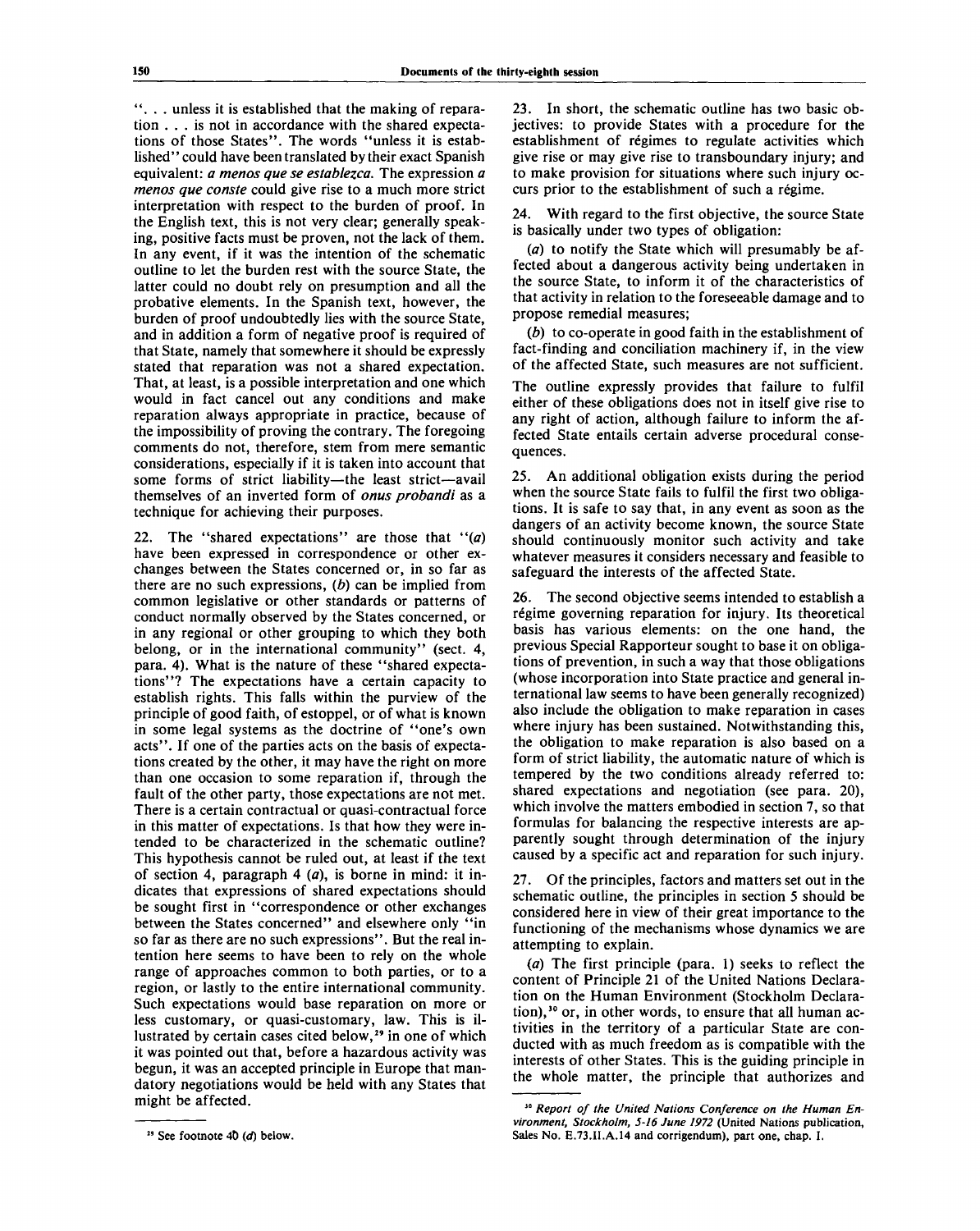". . . unless it is established that the making of reparation . . . is not in accordance with the shared expectations of those States". The words "unless it is established" could have been translated by their exact Spanish equivalent: *a menos que se establezca.* The expression *a menos que conste* could give rise to a much more strict interpretation with respect to the burden of proof. In the English text, this is not very clear; generally speaking, positive facts must be proven, not the lack of them. In any event, if it was the intention of the schematic outline to let the burden rest with the source State, the latter could no doubt rely on presumption and all the probative elements. In the Spanish text, however, the burden of proof undoubtedly lies with the source State, and in addition a form of negative proof is required of that State, namely that somewhere it should be expressly stated that reparation was not a shared expectation. That, at least, is a possible interpretation and one which would in fact cancel out any conditions and make reparation always appropriate in practice, because of the impossibility of proving the contrary. The foregoing comments do not, therefore, stem from mere semantic considerations, especially if it is taken into account that some forms of strict liability—the least strict—avail themselves of an inverted form of *onus probandi* as a technique for achieving their purposes.

22. The "shared expectations" are those that "(*a*) have been expressed in correspondence or other exchanges between the States concerned or, in so far as there are no such expressions, (*b*) can be implied from common legislative or other standards or patterns of conduct normally observed by the States concerned, or in any regional or other grouping to which they both belong, or in the international community" (sect. 4, para. 4). What is the nature of these "shared expectations"? The expectations have a certain capacity to establish rights. This falls within the purview of the principle of good faith, of estoppel, or of what is known in some legal systems as the doctrine of "one's own acts". If one of the parties acts on the basis of expectations created by the other, it may have the right on more than one occasion to some reparation if, through the fault of the other party, those expectations are not met. There is a certain contractual or quasi-contractual force in this matter of expectations. Is that how they were intended to be characterized in the schematic outline? This hypothesis cannot be ruled out, at least if the text of section 4, paragraph 4 (*a*), is borne in mind: it indicates that expressions of shared expectations should be sought first in "correspondence or other exchanges between the States concerned" and elsewhere only "in so far as there are no such expressions". But the real intention here seems to have been to rely on the whole range of approaches common to both parties, or to a region, or lastly to the entire international community. Such expectations would base reparation on more or less customary, or quasi-customary, law. This is illustrated by certain cases cited below,[29] in one of which it was pointed out that, before a hazardous activity was begun, it was an accepted principle in Europe that mandatory negotiations would be held with any States that might be affected.

23. In short, the schematic outline has two basic objectives: to provide States with a procedure for the establishment of régimes to regulate activities which give rise or may give rise to transboundary injury; and to make provision for situations where such injury occurs prior to the establishment of such a régime.

24. With regard to the first objective, the source State is basically under two types of obligation:

(*a*) to notify the State which will presumably be affected about a dangerous activity being undertaken in the source State, to inform it of the characteristics of that activity in relation to the foreseeable damage and to propose remedial measures;

(*b*) to co-operate in good faith in the establishment of fact-finding and conciliation machinery if, in the view of the affected State, such measures are not sufficient.

The outline expressly provides that failure to fulfil either of these obligations does not in itself give rise to any right of action, although failure to inform the affected State entails certain adverse procedural consequences.

25. An additional obligation exists during the period when the source State fails to fulfil the first two obligations. It is safe to say that, in any event as soon as the dangers of an activity become known, the source State should continuously monitor such activity and take whatever measures it considers necessary and feasible to safeguard the interests of the affected State.

26. The second objective seems intended to establish a régime governing reparation for injury. Its theoretical basis has various elements: on the one hand, the previous Special Rapporteur sought to base it on obligations of prevention, in such a way that those obligations (whose incorporation into State practice and general international law seems to have been generally recognized) also include the obligation to make reparation in cases where injury has been sustained. Notwithstanding this, the obligation to make reparation is also based on a form of strict liability, the automatic nature of which is tempered by the two conditions already referred to: shared expectations and negotiation (see para. 20), which involve the matters embodied in section 7, so that formulas for balancing the respective interests are apparently sought through determination of the injury caused by a specific act and reparation for such injury.

27. Of the principles, factors and matters set out in the schematic outline, the principles in section 5 should be considered here in view of their great importance to the functioning of the mechanisms whose dynamics we are attempting to explain.

(*a*) The first principle (para. 1) seeks to reflect the content of Principle 21 of the United Nations Declaration on the Human Environment (Stockholm Declaration),[30] or, in other words, to ensure that all human activities in the territory of a particular State are conducted with as much freedom as is compatible with the interests of other States. This is the guiding principle in the whole matter, the principle that authorizes and

---

[29] See footnote 40 (*d*) below.

[30] *Report of the United Nations Conference on the Human Environment, Stockholm, 5-16 June 1972* (United Nations publication, Sales No. E.73.II.A.14 and corrigendum), part one, chap. I.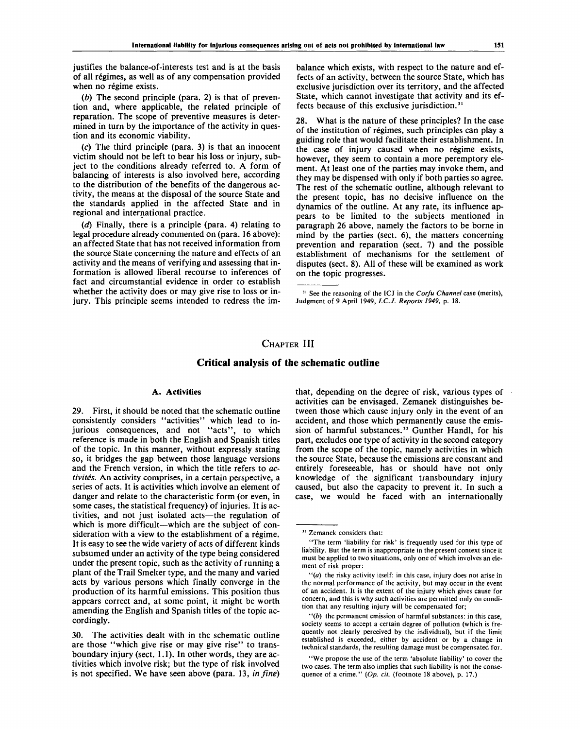justifies the balance-of-interests test and is at the basis of all régimes, as well as of any compensation provided when no régime exists.

(*b*) The second principle (para. 2) is that of prevention and, where applicable, the related principle of reparation. The scope of preventive measures is determined in turn by the importance of the activity in question and its economic viability.

(*c*) The third principle (para. 3) is that an innocent victim should not be left to bear his loss or injury, subject to the conditions already referred to. A form of balancing of interests is also involved here, according to the distribution of the benefits of the dangerous activity, the means at the disposal of the source State and the standards applied in the affected State and in regional and international practice.

(*d*) Finally, there is a principle (para. 4) relating to legal procedure already commented on (para. 16 above): an affected State that has not received information from the source State concerning the nature and effects of an activity and the means of verifying and assessing that information is allowed liberal recourse to inferences of fact and circumstantial evidence in order to establish whether the activity does or may give rise to loss or injury. This principle seems intended to redress the imbalance which exists, with respect to the nature and effects of an activity, between the source State, which has exclusive jurisdiction over its territory, and the affected State, which cannot investigate that activity and its effects because of this exclusive jurisdiction.[31]

28. What is the nature of these principles? In the case of the institution of régimes, such principles can play a guiding role that would facilitate their establishment. In the case of injury caused when no régime exists, however, they seem to contain a more peremptory element. At least one of the parties may invoke them, and they may be dispensed with only if both parties so agree. The rest of the schematic outline, although relevant to the present topic, has no decisive influence on the dynamics of the outline. At any rate, its influence appears to be limited to the subjects mentioned in paragraph 26 above, namely the factors to be borne in mind by the parties (sect. 6), the matters concerning prevention and reparation (sect. 7) and the possible establishment of mechanisms for the settlement of disputes (sect. 8). All of these will be examined as work on the topic progresses.

[31] See the reasoning of the ICJ in the *Corfu Channel* case (merits), Judgment of 9 April 1949, *I.C.J. Reports 1949*, p. 18.

## CHAPTER III

## Critical analysis of the schematic outline

### A. Activities

29. First, it should be noted that the schematic outline consistently considers "activities" which lead to injurious consequences, and not "acts", to which reference is made in both the English and Spanish titles of the topic. In this manner, without expressly stating so, it bridges the gap between those language versions and the French version, in which the title refers to *activités.* An activity comprises, in a certain perspective, a series of acts. It is activities which involve an element of danger and relate to the characteristic form (or even, in some cases, the statistical frequency) of injuries. It is activities, and not just isolated acts—the regulation of which is more difficult—which are the subject of consideration with a view to the establishment of a régime. It is easy to see the wide variety of acts of different kinds subsumed under an activity of the type being considered under the present topic, such as the activity of running a plant of the Trail Smelter type, and the many and varied acts by various persons which finally converge in the production of its harmful emissions. This position thus appears correct and, at some point, it might be worth amending the English and Spanish titles of the topic accordingly.

30. The activities dealt with in the schematic outline are those "which give rise or may give rise" to transboundary injury (sect. 1.1). In other words, they are activities which involve risk; but the type of risk involved is not specified. We have seen above (para. 13, *in fine*) that, depending on the degree of risk, various types of activities can be envisaged. Zemanek distinguishes between those which cause injury only in the event of an accident, and those which permanently cause the emission of harmful substances.[32] Gunther Handl, for his part, excludes one type of activity in the second category from the scope of the topic, namely activities in which the source State, because the emissions are constant and entirely foreseeable, has or should have not only knowledge of the significant transboundary injury caused, but also the capacity to prevent it. In such a case, we would be faced with an internationally

[32] Zemanek considers that:

"The term 'liability for risk' is frequently used for this type of liability. But the term is inappropriate in the present context since it must be applied to two situations, only one of which involves an element of risk proper:

"(*a*) the risky activity itself: in this case, injury does not arise in the normal performance of the activity, but may occur in the event of an accident. It is the extent of the injury which gives cause for concern, and this is why such activities are permitted only on condition that any resulting injury will be compensated for;

"(*b*) the permanent emission of harmful substances: in this case, society seems to accept a certain degree of pollution (which is frequently not clearly perceived by the individual), but if the limit established is exceeded, either by accident or by a change in technical standards, the resulting damage must be compensated for.

"We propose the use of the term 'absolute liability' to cover the two cases. The term also implies that such liability is not the consequence of a crime." (*Op. cit.* (footnote 18 above), p. 17.)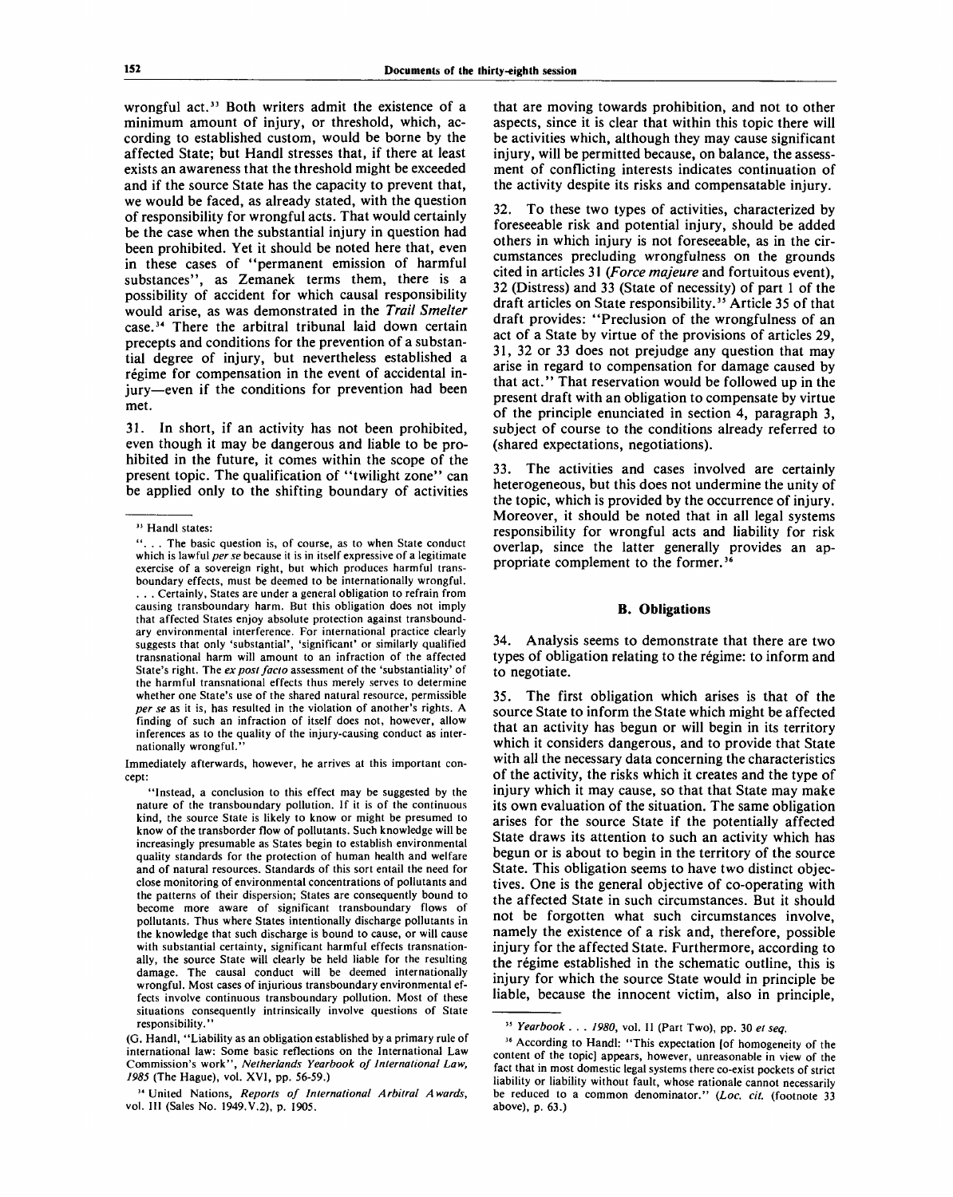wrongful act.[33] Both writers admit the existence of a minimum amount of injury, or threshold, which, according to established custom, would be borne by the affected State; but Handl stresses that, if there at least exists an awareness that the threshold might be exceeded and if the source State has the capacity to prevent that, we would be faced, as already stated, with the question of responsibility for wrongful acts. That would certainly be the case when the substantial injury in question had been prohibited. Yet it should be noted here that, even in these cases of "permanent emission of harmful substances", as Zemanek terms them, there is a possibility of accident for which causal responsibility would arise, as was demonstrated in the *Trail Smelter* case.[34] There the arbitral tribunal laid down certain precepts and conditions for the prevention of a substantial degree of injury, but nevertheless established a régime for compensation in the event of accidental injury—even if the conditions for prevention had been met.

31. In short, if an activity has not been prohibited, even though it may be dangerous and liable to be prohibited in the future, it comes within the scope of the present topic. The qualification of "twilight zone" can be applied only to the shifting boundary of activities that are moving towards prohibition, and not to other aspects, since it is clear that within this topic there will be activities which, although they may cause significant injury, will be permitted because, on balance, the assessment of conflicting interests indicates continuation of the activity despite its risks and compensatable injury.

32. To these two types of activities, characterized by foreseeable risk and potential injury, should be added others in which injury is not foreseeable, as in the circumstances precluding wrongfulness on the grounds cited in articles 31 (*Force majeure* and fortuitous event), 32 (Distress) and 33 (State of necessity) of part 1 of the draft articles on State responsibility.[35] Article 35 of that draft provides: "Preclusion of the wrongfulness of an act of a State by virtue of the provisions of articles 29, 31, 32 or 33 does not prejudge any question that may arise in regard to compensation for damage caused by that act." That reservation would be followed up in the present draft with an obligation to compensate by virtue of the principle enunciated in section 4, paragraph 3, subject of course to the conditions already referred to (shared expectations, negotiations).

33. The activities and cases involved are certainly heterogeneous, but this does not undermine the unity of the topic, which is provided by the occurrence of injury. Moreover, it should be noted that in all legal systems responsibility for wrongful acts and liability for risk overlap, since the latter generally provides an appropriate complement to the former.[36]

### B. Obligations

34. Analysis seems to demonstrate that there are two types of obligation relating to the régime: to inform and to negotiate.

35. The first obligation which arises is that of the source State to inform the State which might be affected that an activity has begun or will begin in its territory which it considers dangerous, and to provide that State with all the necessary data concerning the characteristics of the activity, the risks which it creates and the type of injury which it may cause, so that that State may make its own evaluation of the situation. The same obligation arises for the source State if the potentially affected State draws its attention to such an activity which has begun or is about to begin in the territory of the source State. This obligation seems to have two distinct objectives. One is the general objective of co-operating with the affected State in such circumstances. But it should not be forgotten what such circumstances involve, namely the existence of a risk and, therefore, possible injury for the affected State. Furthermore, according to the régime established in the schematic outline, this is injury for which the source State would in principle be liable, because the innocent victim, also in principle,

---

[33] Handl states:

". . . The basic question is, of course, as to when State conduct which is lawful *per se* because it is in itself expressive of a legitimate exercise of a sovereign right, but which produces harmful transboundary effects, must be deemed to be internationally wrongful. . . . Certainly, States are under a general obligation to refrain from causing transboundary harm. But this obligation does not imply that affected States enjoy absolute protection against transboundary environmental interference. For international practice clearly suggests that only 'substantial', 'significant' or similarly qualified transnational harm will amount to an infraction of the affected State's right. The *ex post facto* assessment of the 'substantiality' of the harmful transnational effects thus merely serves to determine whether one State's use of the shared natural resource, permissible *per se* as it is, has resulted in the violation of another's rights. A finding of such an infraction of itself does not, however, allow inferences as to the quality of the injury-causing conduct as internationally wrongful."

Immediately afterwards, however, he arrives at this important concept:

"Instead, a conclusion to this effect may be suggested by the nature of the transboundary pollution. If it is of the continuous kind, the source State is likely to know or might be presumed to know of the transborder flow of pollutants. Such knowledge will be increasingly presumable as States begin to establish environmental quality standards for the protection of human health and welfare and of natural resources. Standards of this sort entail the need for close monitoring of environmental concentrations of pollutants and the patterns of their dispersion; States are consequently bound to become more aware of significant transboundary flows of pollutants. Thus where States intentionally discharge pollutants in the knowledge that such discharge is bound to cause, or will cause with substantial certainty, significant harmful effects transnationally, the source State will clearly be held liable for the resulting damage. The causal conduct will be deemed internationally wrongful. Most cases of injurious transboundary environmental effects involve continuous transboundary pollution. Most of these situations consequently intrinsically involve questions of State responsibility."

(G. Handl, "Liability as an obligation established by a primary rule of international law: Some basic reflections on the International Law Commission's work", *Netherlands Yearbook of International Law, 1985* (The Hague), vol. XVI, pp. 56-59.)

[34] United Nations, *Reports of International Arbitral Awards*, vol. III (Sales No. 1949.V.2), p. 1905.

[35] *Yearbook . . . 1980*, vol. II (Part Two), pp. 30 *et seq.*

[36] According to Handl: "This expectation [of homogeneity of the content of the topic] appears, however, unreasonable in view of the fact that in most domestic legal systems there co-exist pockets of strict liability or liability without fault, whose rationale cannot necessarily be reduced to a common denominator." (*Loc. cit.* (footnote 33 above), p. 63.)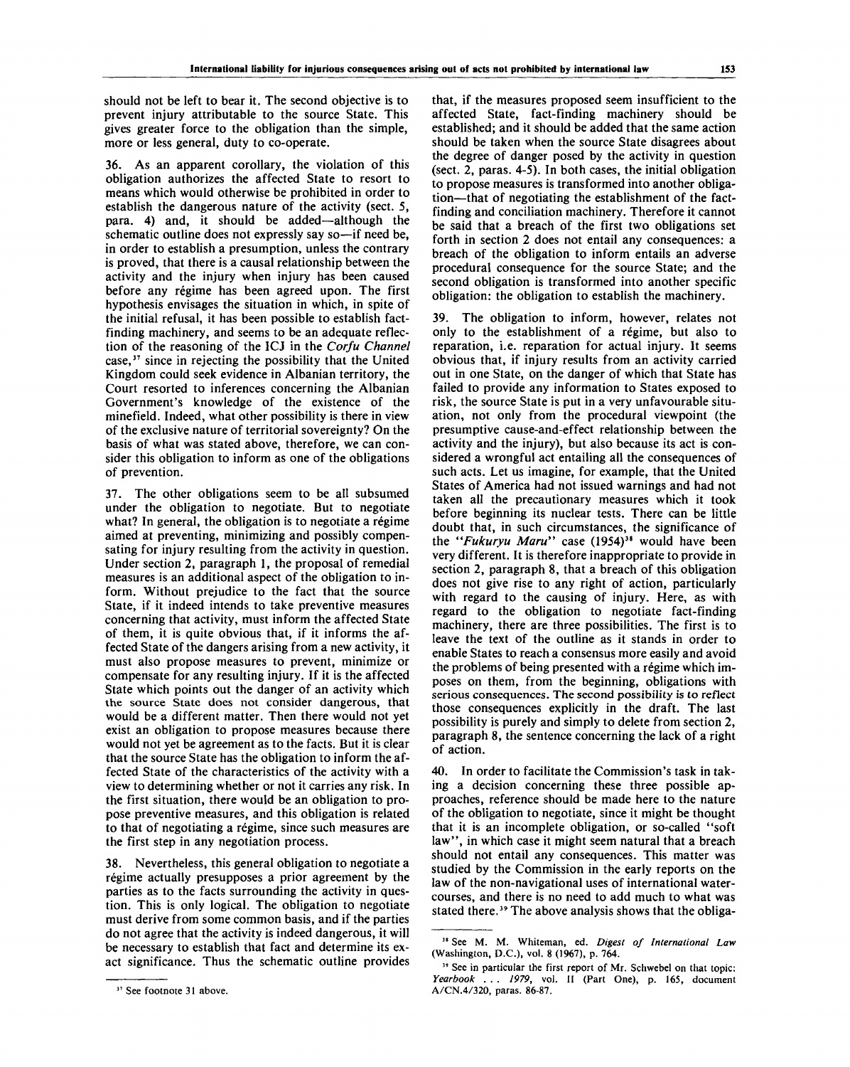should not be left to bear it. The second objective is to prevent injury attributable to the source State. This gives greater force to the obligation than the simple, more or less general, duty to co-operate.

36. As an apparent corollary, the violation of this obligation authorizes the affected State to resort to means which would otherwise be prohibited in order to establish the dangerous nature of the activity (sect. 5, para. 4) and, it should be added—although the schematic outline does not expressly say so—if need be, in order to establish a presumption, unless the contrary is proved, that there is a causal relationship between the activity and the injury when injury has been caused before any régime has been agreed upon. The first hypothesis envisages the situation in which, in spite of the initial refusal, it has been possible to establish fact-finding machinery, and seems to be an adequate reflection of the reasoning of the ICJ in the *Corfu Channel* case,[37] since in rejecting the possibility that the United Kingdom could seek evidence in Albanian territory, the Court resorted to inferences concerning the Albanian Government's knowledge of the existence of the minefield. Indeed, what other possibility is there in view of the exclusive nature of territorial sovereignty? On the basis of what was stated above, therefore, we can consider this obligation to inform as one of the obligations of prevention.

37. The other obligations seem to be all subsumed under the obligation to negotiate. But to negotiate what? In general, the obligation is to negotiate a régime aimed at preventing, minimizing and possibly compensating for injury resulting from the activity in question. Under section 2, paragraph 1, the proposal of remedial measures is an additional aspect of the obligation to inform. Without prejudice to the fact that the source State, if it indeed intends to take preventive measures concerning that activity, must inform the affected State of them, it is quite obvious that, if it informs the affected State of the dangers arising from a new activity, it must also propose measures to prevent, minimize or compensate for any resulting injury. If it is the affected State which points out the danger of an activity which the source State does not consider dangerous, that would be a different matter. Then there would not yet exist an obligation to propose measures because there would not yet be agreement as to the facts. But it is clear that the source State has the obligation to inform the affected State of the characteristics of the activity with a view to determining whether or not it carries any risk. In the first situation, there would be an obligation to propose preventive measures, and this obligation is related to that of negotiating a régime, since such measures are the first step in any negotiation process.

38. Nevertheless, this general obligation to negotiate a régime actually presupposes a prior agreement by the parties as to the facts surrounding the activity in question. This is only logical. The obligation to negotiate must derive from some common basis, and if the parties do not agree that the activity is indeed dangerous, it will be necessary to establish that fact and determine its exact significance. Thus the schematic outline provides that, if the measures proposed seem insufficient to the affected State, fact-finding machinery should be established; and it should be added that the same action should be taken when the source State disagrees about the degree of danger posed by the activity in question (sect. 2, paras. 4-5). In both cases, the initial obligation to propose measures is transformed into another obligation—that of negotiating the establishment of the fact-finding and conciliation machinery. Therefore it cannot be said that a breach of the first two obligations set forth in section 2 does not entail any consequences: a breach of the obligation to inform entails an adverse procedural consequence for the source State; and the second obligation is transformed into another specific obligation: the obligation to establish the machinery.

39. The obligation to inform, however, relates not only to the establishment of a régime, but also to reparation, i.e. reparation for actual injury. It seems obvious that, if injury results from an activity carried out in one State, on the danger of which that State has failed to provide any information to States exposed to risk, the source State is put in a very unfavourable situation, not only from the procedural viewpoint (the presumptive cause-and-effect relationship between the activity and the injury), but also because its act is considered a wrongful act entailing all the consequences of such acts. Let us imagine, for example, that the United States of America had not issued warnings and had not taken all the precautionary measures which it took before beginning its nuclear tests. There can be little doubt that, in such circumstances, the significance of the "*Fukuryu Maru*" case (1954)[38] would have been very different. It is therefore inappropriate to provide in section 2, paragraph 8, that a breach of this obligation does not give rise to any right of action, particularly with regard to the causing of injury. Here, as with regard to the obligation to negotiate fact-finding machinery, there are three possibilities. The first is to leave the text of the outline as it stands in order to enable States to reach a consensus more easily and avoid the problems of being presented with a régime which imposes on them, from the beginning, obligations with serious consequences. The second possibility is to reflect those consequences explicitly in the draft. The last possibility is purely and simply to delete from section 2, paragraph 8, the sentence concerning the lack of a right of action.

40. In order to facilitate the Commission's task in taking a decision concerning these three possible approaches, reference should be made here to the nature of the obligation to negotiate, since it might be thought that it is an incomplete obligation, or so-called "soft law", in which case it might seem natural that a breach should not entail any consequences. This matter was studied by the Commission in the early reports on the law of the non-navigational uses of international watercourses, and there is no need to add much to what was stated there.[39] The above analysis shows that the obliga-

---

[37] See footnote 31 above.

[38] See M. M. Whiteman, ed. *Digest of International Law* (Washington, D.C.), vol. 8 (1967), p. 764.

[39] See in particular the first report of Mr. Schwebel on that topic: *Yearbook ... 1979*, vol. II (Part One), p. 165, document A/CN.4/320, paras. 86-87.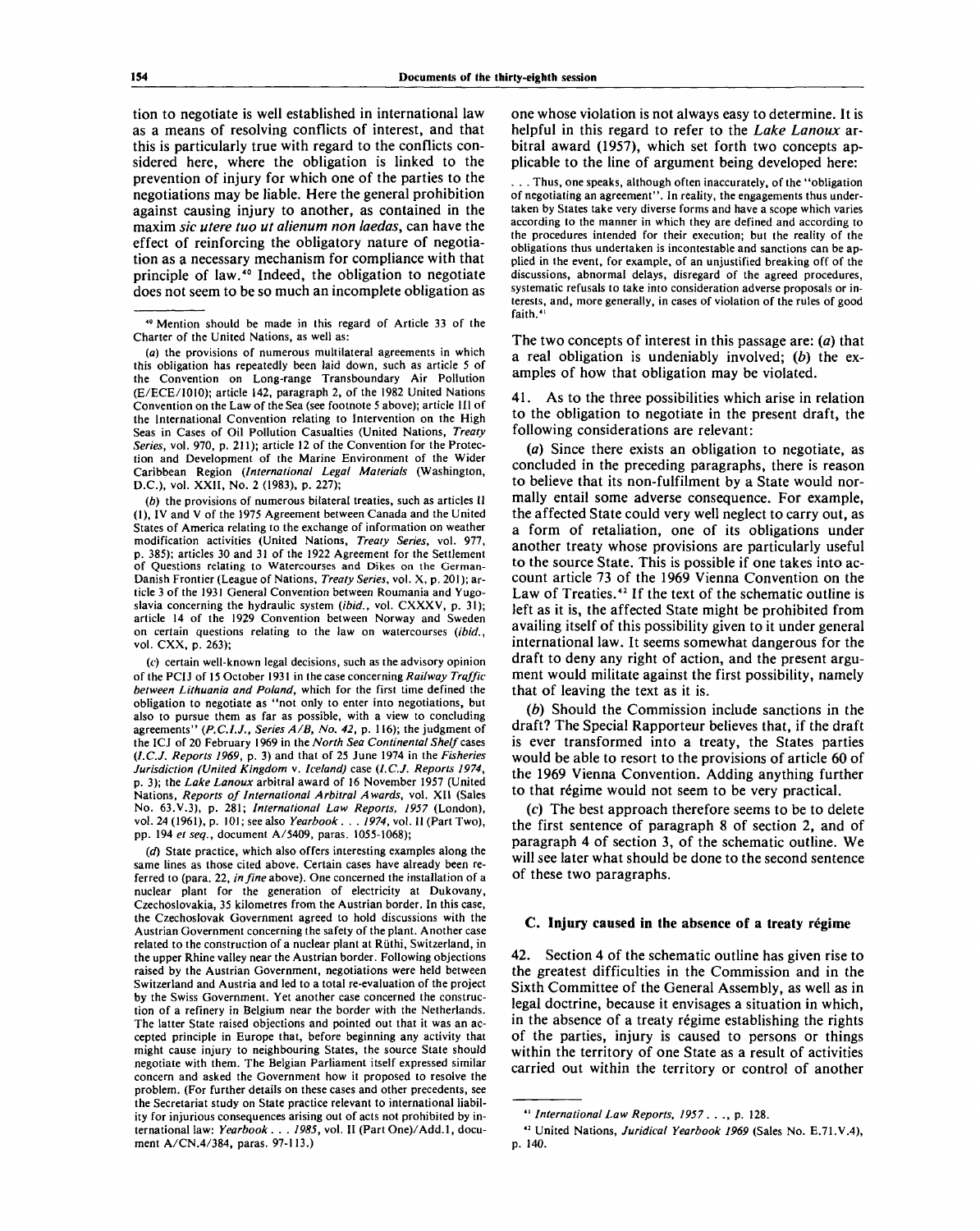tion to negotiate is well established in international law as a means of resolving conflicts of interest, and that this is particularly true with regard to the conflicts considered here, where the obligation is linked to the prevention of injury for which one of the parties to the negotiations may be liable. Here the general prohibition against causing injury to another, as contained in the maxim *sic utere tuo ut alienum non laedas*, can have the effect of reinforcing the obligatory nature of negotiation as a necessary mechanism for compliance with that principle of law.[40] Indeed, the obligation to negotiate does not seem to be so much an incomplete obligation as one whose violation is not always easy to determine. It is helpful in this regard to refer to the *Lake Lanoux* arbitral award (1957), which set forth two concepts applicable to the line of argument being developed here:

> ... Thus, one speaks, although often inaccurately, of the "obligation of negotiating an agreement". In reality, the engagements thus undertaken by States take very diverse forms and have a scope which varies according to the manner in which they are defined and according to the procedures intended for their execution; but the reality of the obligations thus undertaken is incontestable and sanctions can be applied in the event, for example, of an unjustified breaking off of the discussions, abnormal delays, disregard of the agreed procedures, systematic refusals to take into consideration adverse proposals or interests, and, more generally, in cases of violation of the rules of good faith.[41]

The two concepts of interest in this passage are: (*a*) that a real obligation is undeniably involved; (*b*) the examples of how that obligation may be violated.

41. As to the three possibilities which arise in relation to the obligation to negotiate in the present draft, the following considerations are relevant:

(*a*) Since there exists an obligation to negotiate, as concluded in the preceding paragraphs, there is reason to believe that its non-fulfilment by a State would normally entail some adverse consequence. For example, the affected State could very well neglect to carry out, as a form of retaliation, one of its obligations under another treaty whose provisions are particularly useful to the source State. This is possible if one takes into account article 73 of the 1969 Vienna Convention on the Law of Treaties.[42] If the text of the schematic outline is left as it is, the affected State might be prohibited from availing itself of this possibility given to it under general international law. It seems somewhat dangerous for the draft to deny any right of action, and the present argument would militate against the first possibility, namely that of leaving the text as it is.

(*b*) Should the Commission include sanctions in the draft? The Special Rapporteur believes that, if the draft is ever transformed into a treaty, the States parties would be able to resort to the provisions of article 60 of the 1969 Vienna Convention. Adding anything further to that régime would not seem to be very practical.

(*c*) The best approach therefore seems to be to delete the first sentence of paragraph 8 of section 2, and of paragraph 4 of section 3, of the schematic outline. We will see later what should be done to the second sentence of these two paragraphs.

## C. Injury caused in the absence of a treaty régime

42. Section 4 of the schematic outline has given rise to the greatest difficulties in the Commission and in the Sixth Committee of the General Assembly, as well as in legal doctrine, because it envisages a situation in which, in the absence of a treaty régime establishing the rights of the parties, injury is caused to persons or things within the territory of one State as a result of activities carried out within the territory or control of another

---

[40] Mention should be made in this regard of Article 33 of the Charter of the United Nations, as well as:

(*a*) the provisions of numerous multilateral agreements in which this obligation has repeatedly been laid down, such as article 5 of the Convention on Long-range Transboundary Air Pollution (E/ECE/1010); article 142, paragraph 2, of the 1982 United Nations Convention on the Law of the Sea (see footnote 5 above); article III of the International Convention relating to Intervention on the High Seas in Cases of Oil Pollution Casualties (United Nations, *Treaty Series*, vol. 970, p. 211); article 12 of the Convention for the Protection and Development of the Marine Environment of the Wider Caribbean Region (*International Legal Materials* (Washington, D.C.), vol. XXII, No. 2 (1983), p. 227);

(*b*) the provisions of numerous bilateral treaties, such as articles II (1), IV and V of the 1975 Agreement between Canada and the United States of America relating to the exchange of information on weather modification activities (United Nations, *Treaty Series*, vol. 977, p. 385); articles 30 and 31 of the 1922 Agreement for the Settlement of Questions relating to Watercourses and Dikes on the German-Danish Frontier (League of Nations, *Treaty Series*, vol. X, p. 201); article 3 of the 1931 General Convention between Roumania and Yugoslavia concerning the hydraulic system (*ibid.*, vol. CXXXV, p. 31); article 14 of the 1929 Convention between Norway and Sweden on certain questions relating to the law on watercourses (*ibid.*, vol. CXX, p. 263);

(*c*) certain well-known legal decisions, such as the advisory opinion of the PCIJ of 15 October 1931 in the case concerning *Railway Traffic between Lithuania and Poland*, which for the first time defined the obligation to negotiate as "not only to enter into negotiations, but also to pursue them as far as possible, with a view to concluding agreements" (*P.C.I.J., Series A/B, No. 42*, p. 116); the judgment of the ICJ of 20 February 1969 in the *North Sea Continental Shelf* cases (*I.C.J. Reports 1969*, p. 3) and that of 25 June 1974 in the *Fisheries Jurisdiction (United Kingdom* v. *Iceland)* case (*I.C.J. Reports 1974*, p. 3); the *Lake Lanoux* arbitral award of 16 November 1957 (United Nations, *Reports of International Arbitral Awards*, vol. XII (Sales No. 63.V.3), p. 281; *International Law Reports, 1957* (London), vol. 24 (1961), p. 101; see also *Yearbook . . . 1974*, vol. II (Part Two), pp. 194 *et seq.*, document A/5409, paras. 1055-1068);

(*d*) State practice, which also offers interesting examples along the same lines as those cited above. Certain cases have already been referred to (para. 22, *in fine* above). One concerned the installation of a nuclear plant for the generation of electricity at Dukovany, Czechoslovakia, 35 kilometres from the Austrian border. In this case, the Czechoslovak Government agreed to hold discussions with the Austrian Government concerning the safety of the plant. Another case related to the construction of a nuclear plant at Rüthi, Switzerland, in the upper Rhine valley near the Austrian border. Following objections raised by the Austrian Government, negotiations were held between Switzerland and Austria and led to a total re-evaluation of the project by the Swiss Government. Yet another case concerned the construction of a refinery in Belgium near the border with the Netherlands. The latter State raised objections and pointed out that it was an accepted principle in Europe that, before beginning any activity that might cause injury to neighbouring States, the source State should negotiate with them. The Belgian Parliament itself expressed similar concern and asked the Government how it proposed to resolve the problem. (For further details on these cases and other precedents, see the Secretariat study on State practice relevant to international liability for injurious consequences arising out of acts not prohibited by international law: *Yearbook . . . 1985*, vol. II (Part One)/Add.1, document A/CN.4/384, paras. 97-113.)

[41] *International Law Reports, 1957 . . .*, p. 128.

[42] United Nations, *Juridical Yearbook 1969* (Sales No. E.71.V.4), p. 140.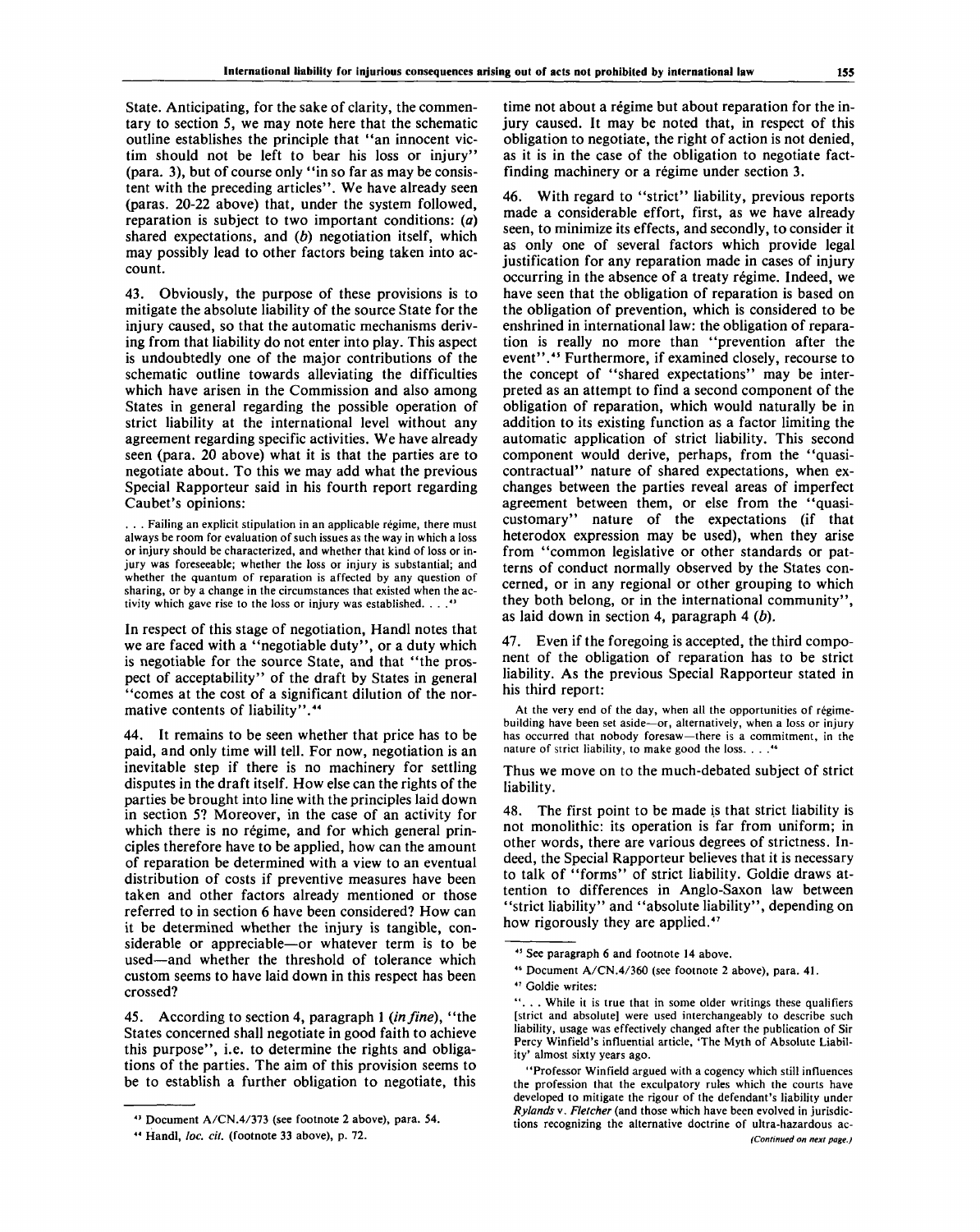State. Anticipating, for the sake of clarity, the commentary to section 5, we may note here that the schematic outline establishes the principle that "an innocent victim should not be left to bear his loss or injury" (para. 3), but of course only "in so far as may be consistent with the preceding articles". We have already seen (paras. 20-22 above) that, under the system followed, reparation is subject to two important conditions: (*a*) shared expectations, and (*b*) negotiation itself, which may possibly lead to other factors being taken into account.

43. Obviously, the purpose of these provisions is to mitigate the absolute liability of the source State for the injury caused, so that the automatic mechanisms deriving from that liability do not enter into play. This aspect is undoubtedly one of the major contributions of the schematic outline towards alleviating the difficulties which have arisen in the Commission and also among States in general regarding the possible operation of strict liability at the international level without any agreement regarding specific activities. We have already seen (para. 20 above) what it is that the parties are to negotiate about. To this we may add what the previous Special Rapporteur said in his fourth report regarding Caubet's opinions:

> . . . Failing an explicit stipulation in an applicable régime, there must always be room for evaluation of such issues as the way in which a loss or injury should be characterized, and whether that kind of loss or injury was foreseeable; whether the loss or injury is substantial; and whether the quantum of reparation is affected by any question of sharing, or by a change in the circumstances that existed when the activity which gave rise to the loss or injury was established. . . .[43]

In respect of this stage of negotiation, Handl notes that we are faced with a "negotiable duty", or a duty which is negotiable for the source State, and that "the prospect of acceptability" of the draft by States in general "comes at the cost of a significant dilution of the normative contents of liability".[44]

44. It remains to be seen whether that price has to be paid, and only time will tell. For now, negotiation is an inevitable step if there is no machinery for settling disputes in the draft itself. How else can the rights of the parties be brought into line with the principles laid down in section 5? Moreover, in the case of an activity for which there is no régime, and for which general principles therefore have to be applied, how can the amount of reparation be determined with a view to an eventual distribution of costs if preventive measures have been taken and other factors already mentioned or those referred to in section 6 have been considered? How can it be determined whether the injury is tangible, considerable or appreciable—or whatever term is to be used—and whether the threshold of tolerance which custom seems to have laid down in this respect has been crossed?

45. According to section 4, paragraph 1 (*in fine*), "the States concerned shall negotiate in good faith to achieve this purpose", i.e. to determine the rights and obligations of the parties. The aim of this provision seems to be to establish a further obligation to negotiate, this time not about a régime but about reparation for the injury caused. It may be noted that, in respect of this obligation to negotiate, the right of action is not denied, as it is in the case of the obligation to negotiate fact-finding machinery or a régime under section 3.

46. With regard to "strict" liability, previous reports made a considerable effort, first, as we have already seen, to minimize its effects, and secondly, to consider it as only one of several factors which provide legal justification for any reparation made in cases of injury occurring in the absence of a treaty régime. Indeed, we have seen that the obligation of reparation is based on the obligation of prevention, which is considered to be enshrined in international law: the obligation of reparation is really no more than "prevention after the event".[45] Furthermore, if examined closely, recourse to the concept of "shared expectations" may be interpreted as an attempt to find a second component of the obligation of reparation, which would naturally be in addition to its existing function as a factor limiting the automatic application of strict liability. This second component would derive, perhaps, from the "quasi-contractual" nature of shared expectations, when exchanges between the parties reveal areas of imperfect agreement between them, or else from the "quasi-customary" nature of the expectations (if that heterodox expression may be used), when they arise from "common legislative or other standards or patterns of conduct normally observed by the States concerned, or in any regional or other grouping to which they both belong, or in the international community", as laid down in section 4, paragraph 4 (*b*).

47. Even if the foregoing is accepted, the third component of the obligation of reparation has to be strict liability. As the previous Special Rapporteur stated in his third report:

> At the very end of the day, when all the opportunities of régime-building have been set aside—or, alternatively, when a loss or injury has occurred that nobody foresaw—there is a commitment, in the nature of strict liability, to make good the loss. . . .[46]

Thus we move on to the much-debated subject of strict liability.

48. The first point to be made is that strict liability is not monolithic: its operation is far from uniform; in other words, there are various degrees of strictness. Indeed, the Special Rapporteur believes that it is necessary to talk of "forms" of strict liability. Goldie draws attention to differences in Anglo-Saxon law between "strict liability" and "absolute liability", depending on how rigorously they are applied.[47]

---

[43] Document A/CN.4/373 (see footnote 2 above), para. 54.

[44] Handl, *loc. cit.* (footnote 33 above), p. 72.

[45] See paragraph 6 and footnote 14 above.

[46] Document A/CN.4/360 (see footnote 2 above), para. 41.

[47] Goldie writes:

"... While it is true that in some older writings these qualifiers [strict and absolute] were used interchangeably to describe such liability, usage was effectively changed after the publication of Sir Percy Winfield's influential article, 'The Myth of Absolute Liability' almost sixty years ago.

"Professor Winfield argued with a cogency which still influences the profession that the exculpatory rules which the courts have developed to mitigate the rigour of the defendant's liability under *Rylands* v. *Fletcher* (and those which have been evolved in jurisdictions recognizing the alternative doctrine of ultra-hazardous ac-

*(Continued on next page.)*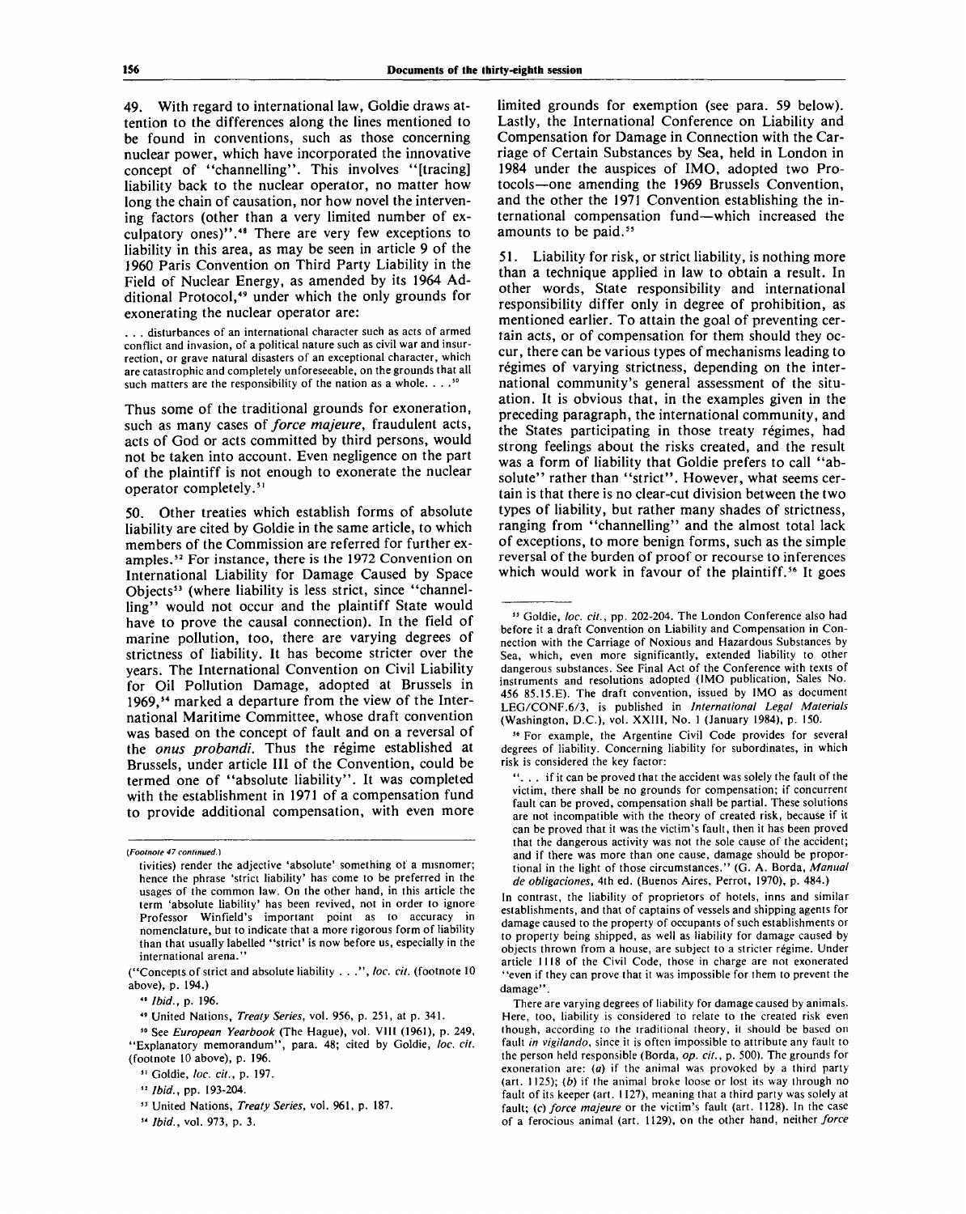49. With regard to international law, Goldie draws attention to the differences along the lines mentioned to be found in conventions, such as those concerning nuclear power, which have incorporated the innovative concept of "channelling". This involves "[tracing] liability back to the nuclear operator, no matter how long the chain of causation, nor how novel the intervening factors (other than a very limited number of exculpatory ones)".[48] There are very few exceptions to liability in this area, as may be seen in article 9 of the 1960 Paris Convention on Third Party Liability in the Field of Nuclear Energy, as amended by its 1964 Additional Protocol,[49] under which the only grounds for exonerating the nuclear operator are:

> ... disturbances of an international character such as acts of armed conflict and invasion, of a political nature such as civil war and insurrection, or grave natural disasters of an exceptional character, which are catastrophic and completely unforeseeable, on the grounds that all such matters are the responsibility of the nation as a whole. . . .[50]

Thus some of the traditional grounds for exoneration, such as many cases of *force majeure*, fraudulent acts, acts of God or acts committed by third persons, would not be taken into account. Even negligence on the part of the plaintiff is not enough to exonerate the nuclear operator completely.[51]

50. Other treaties which establish forms of absolute liability are cited by Goldie in the same article, to which members of the Commission are referred for further examples.[52] For instance, there is the 1972 Convention on International Liability for Damage Caused by Space Objects[53] (where liability is less strict, since "channelling" would not occur and the plaintiff State would have to prove the causal connection). In the field of marine pollution, too, there are varying degrees of strictness of liability. It has become stricter over the years. The International Convention on Civil Liability for Oil Pollution Damage, adopted at Brussels in 1969,[54] marked a departure from the view of the International Maritime Committee, whose draft convention was based on the concept of fault and on a reversal of the *onus probandi*. Thus the régime established at Brussels, under article III of the Convention, could be termed one of "absolute liability". It was completed with the establishment in 1971 of a compensation fund to provide additional compensation, with even more limited grounds for exemption (see para. 59 below). Lastly, the International Conference on Liability and Compensation for Damage in Connection with the Carriage of Certain Substances by Sea, held in London in 1984 under the auspices of IMO, adopted two Protocols—one amending the 1969 Brussels Convention, and the other the 1971 Convention establishing the international compensation fund—which increased the amounts to be paid.[55]

51. Liability for risk, or strict liability, is nothing more than a technique applied in law to obtain a result. In other words, State responsibility and international responsibility differ only in degree of prohibition, as mentioned earlier. To attain the goal of preventing certain acts, or of compensation for them should they occur, there can be various types of mechanisms leading to régimes of varying strictness, depending on the international community's general assessment of the situation. It is obvious that, in the examples given in the preceding paragraph, the international community, and the States participating in those treaty régimes, had strong feelings about the risks created, and the result was a form of liability that Goldie prefers to call "absolute" rather than "strict". However, what seems certain is that there is no clear-cut division between the two types of liability, but rather many shades of strictness, ranging from "channelling" and the almost total lack of exceptions, to more benign forms, such as the simple reversal of the burden of proof or recourse to inferences which would work in favour of the plaintiff.[56] It goes

---

(*Footnote 47 continued.*)

tivities) render the adjective 'absolute' something of a misnomer; hence the phrase 'strict liability' has come to be preferred in the usages of the common law. On the other hand, in this article the term 'absolute liability' has been revived, not in order to ignore Professor Winfield's important point as to accuracy in nomenclature, but to indicate that a more rigorous form of liability than that usually labelled 'strict' is now before us, especially in the international arena."

("Concepts of strict and absolute liability . . .", *loc. cit.* (footnote 10 above), p. 194.)

[48] *Ibid.*, p. 196.

[49] United Nations, *Treaty Series*, vol. 956, p. 251, at p. 341.

[50] See *European Yearbook* (The Hague), vol. VIII (1961), p. 249, "Explanatory memorandum", para. 48; cited by Goldie, *loc. cit.* (footnote 10 above), p. 196.

[51] Goldie, *loc. cit.*, p. 197.

[52] *Ibid.*, pp. 193-204.

[53] United Nations, *Treaty Series*, vol. 961, p. 187.

[54] *Ibid.*, vol. 973, p. 3.

[55] Goldie, *loc. cit.*, pp. 202-204. The London Conference also had before it a draft Convention on Liability and Compensation in Connection with the Carriage of Noxious and Hazardous Substances by Sea, which, even more significantly, extended liability to other dangerous substances. See Final Act of the Conference with texts of instruments and resolutions adopted (IMO publication, Sales No. 456 85.15.E). The draft convention, issued by IMO as document LEG/CONF.6/3, is published in *International Legal Materials* (Washington, D.C.), vol. XXIII, No. 1 (January 1984), p. 150.

[56] For example, the Argentine Civil Code provides for several degrees of liability. Concerning liability for subordinates, in which risk is considered the key factor:

> ". . . if it can be proved that the accident was solely the fault of the victim, there shall be no grounds for compensation; if concurrent fault can be proved, compensation shall be partial. These solutions are not incompatible with the theory of created risk, because if it can be proved that it was the victim's fault, then it has been proved that the dangerous activity was not the sole cause of the accident; and if there was more than one cause, damage should be proportional in the light of those circumstances." (G. A. Borda, *Manual de obligaciones*, 4th ed. (Buenos Aires, Perrot, 1970), p. 484.)

In contrast, the liability of proprietors of hotels, inns and similar establishments, and that of captains of vessels and shipping agents for damage caused to the property of occupants of such establishments or to property being shipped, as well as liability for damage caused by objects thrown from a house, are subject to a stricter régime. Under article 1118 of the Civil Code, those in charge are not exonerated "even if they can prove that it was impossible for them to prevent the damage".

There are varying degrees of liability for damage caused by animals. Here, too, liability is considered to relate to the created risk even though, according to the traditional theory, it should be based on fault *in vigilando*, since it is often impossible to attribute any fault to the person held responsible (Borda, *op. cit.*, p. 500). The grounds for exoneration are: (*a*) if the animal was provoked by a third party (art. 1125); (*b*) if the animal broke loose or lost its way through no fault of its keeper (art. 1127), meaning that a third party was solely at fault; (*c*) *force majeure* or the victim's fault (art. 1128). In the case of a ferocious animal (art. 1129), on the other hand, neither *force*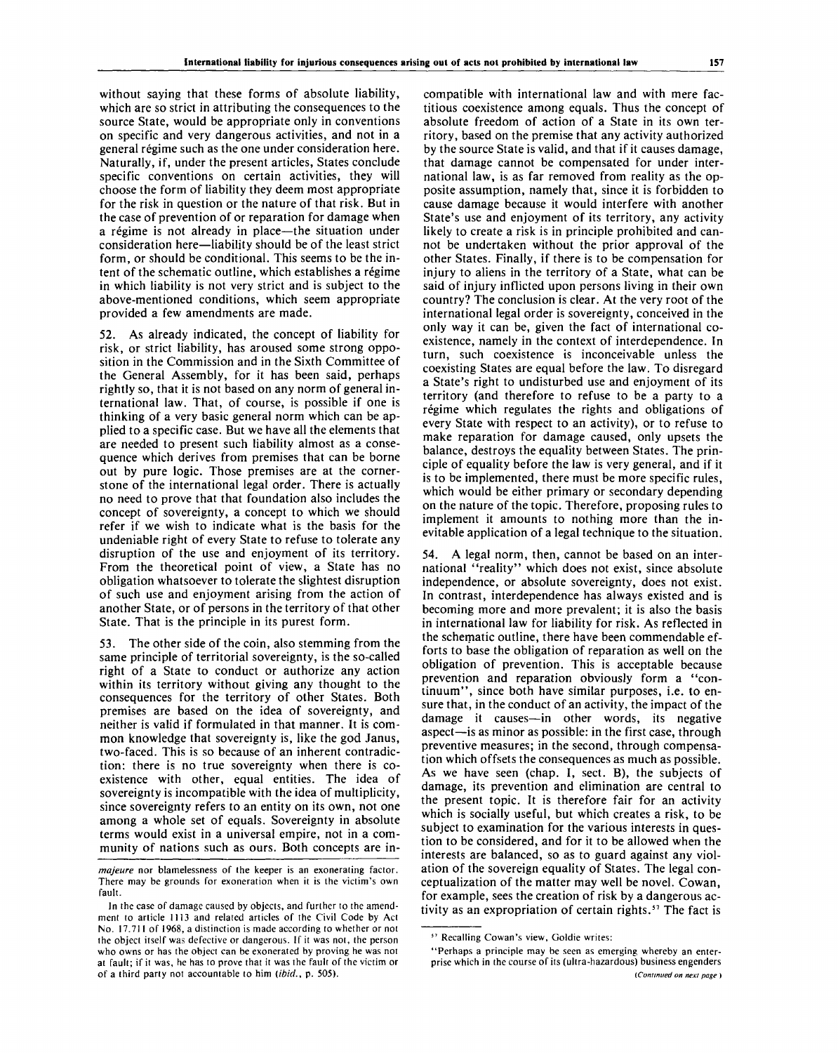without saying that these forms of absolute liability, which are so strict in attributing the consequences to the source State, would be appropriate only in conventions on specific and very dangerous activities, and not in a general régime such as the one under consideration here. Naturally, if, under the present articles, States conclude specific conventions on certain activities, they will choose the form of liability they deem most appropriate for the risk in question or the nature of that risk. But in the case of prevention of or reparation for damage when a régime is not already in place—the situation under consideration here—liability should be of the least strict form, or should be conditional. This seems to be the intent of the schematic outline, which establishes a régime in which liability is not very strict and is subject to the above-mentioned conditions, which seem appropriate provided a few amendments are made.

52. As already indicated, the concept of liability for risk, or strict liability, has aroused some strong opposition in the Commission and in the Sixth Committee of the General Assembly, for it has been said, perhaps rightly so, that it is not based on any norm of general international law. That, of course, is possible if one is thinking of a very basic general norm which can be applied to a specific case. But we have all the elements that are needed to present such liability almost as a consequence which derives from premises that can be borne out by pure logic. Those premises are at the cornerstone of the international legal order. There is actually no need to prove that that foundation also includes the concept of sovereignty, a concept to which we should refer if we wish to indicate what is the basis for the undeniable right of every State to refuse to tolerate any disruption of the use and enjoyment of its territory. From the theoretical point of view, a State has no obligation whatsoever to tolerate the slightest disruption of such use and enjoyment arising from the action of another State, or of persons in the territory of that other State. That is the principle in its purest form.

53. The other side of the coin, also stemming from the same principle of territorial sovereignty, is the so-called right of a State to conduct or authorize any action within its territory without giving any thought to the consequences for the territory of other States. Both premises are based on the idea of sovereignty, and neither is valid if formulated in that manner. It is common knowledge that sovereignty is, like the god Janus, two-faced. This is so because of an inherent contradiction: there is no true sovereignty when there is coexistence with other, equal entities. The idea of sovereignty is incompatible with the idea of multiplicity, since sovereignty refers to an entity on its own, not one among a whole set of equals. Sovereignty in absolute terms would exist in a universal empire, not in a community of nations such as ours. Both concepts are incompatible with international law and with mere factitious coexistence among equals. Thus the concept of absolute freedom of action of a State in its own territory, based on the premise that any activity authorized by the source State is valid, and that if it causes damage, that damage cannot be compensated for under international law, is as far removed from reality as the opposite assumption, namely that, since it is forbidden to cause damage because it would interfere with another State's use and enjoyment of its territory, any activity likely to create a risk is in principle prohibited and cannot be undertaken without the prior approval of the other States. Finally, if there is to be compensation for injury to aliens in the territory of a State, what can be said of injury inflicted upon persons living in their own country? The conclusion is clear. At the very root of the international legal order is sovereignty, conceived in the only way it can be, given the fact of international coexistence, namely in the context of interdependence. In turn, such coexistence is inconceivable unless the coexisting States are equal before the law. To disregard a State's right to undisturbed use and enjoyment of its territory (and therefore to refuse to be a party to a régime which regulates the rights and obligations of every State with respect to an activity), or to refuse to make reparation for damage caused, only upsets the balance, destroys the equality between States. The principle of equality before the law is very general, and if it is to be implemented, there must be more specific rules, which would be either primary or secondary depending on the nature of the topic. Therefore, proposing rules to implement it amounts to nothing more than the inevitable application of a legal technique to the situation.

54. A legal norm, then, cannot be based on an international "reality" which does not exist, since absolute independence, or absolute sovereignty, does not exist. In contrast, interdependence has always existed and is becoming more and more prevalent; it is also the basis in international law for liability for risk. As reflected in the schematic outline, there have been commendable efforts to base the obligation of reparation as well on the obligation of prevention. This is acceptable because prevention and reparation obviously form a "continuum", since both have similar purposes, i.e. to ensure that, in the conduct of an activity, the impact of the damage it causes—in other words, its negative aspect—is as minor as possible: in the first case, through preventive measures; in the second, through compensation which offsets the consequences as much as possible. As we have seen (chap. I, sect. B), the subjects of damage, its prevention and elimination are central to the present topic. It is therefore fair for an activity which is socially useful, but which creates a risk, to be subject to examination for the various interests in question to be considered, and for it to be allowed when the interests are balanced, so as to guard against any violation of the sovereign equality of States. The legal conceptualization of the matter may well be novel. Cowan, for example, sees the creation of risk by a dangerous activity as an expropriation of certain rights.[57] The fact is

---

*majeure* nor blamelessness of the keeper is an exonerating factor. There may be grounds for exoneration when it is the victim's own fault.

In the case of damage caused by objects, and further to the amendment to article 1113 and related articles of the Civil Code by Act No. 17.711 of 1968, a distinction is made according to whether or not the object itself was defective or dangerous. If it was not, the person who owns or has the object can be exonerated by proving he was not at fault; if it was, he has to prove that it was the fault of the victim or of a third party not accountable to him (*ibid.*, p. 505).

[57] Recalling Cowan's view, Goldie writes:

"Perhaps a principle may be seen as emerging whereby an enterprise which in the course of its (ultra-hazardous) business engenders

*(Continued on next page.)*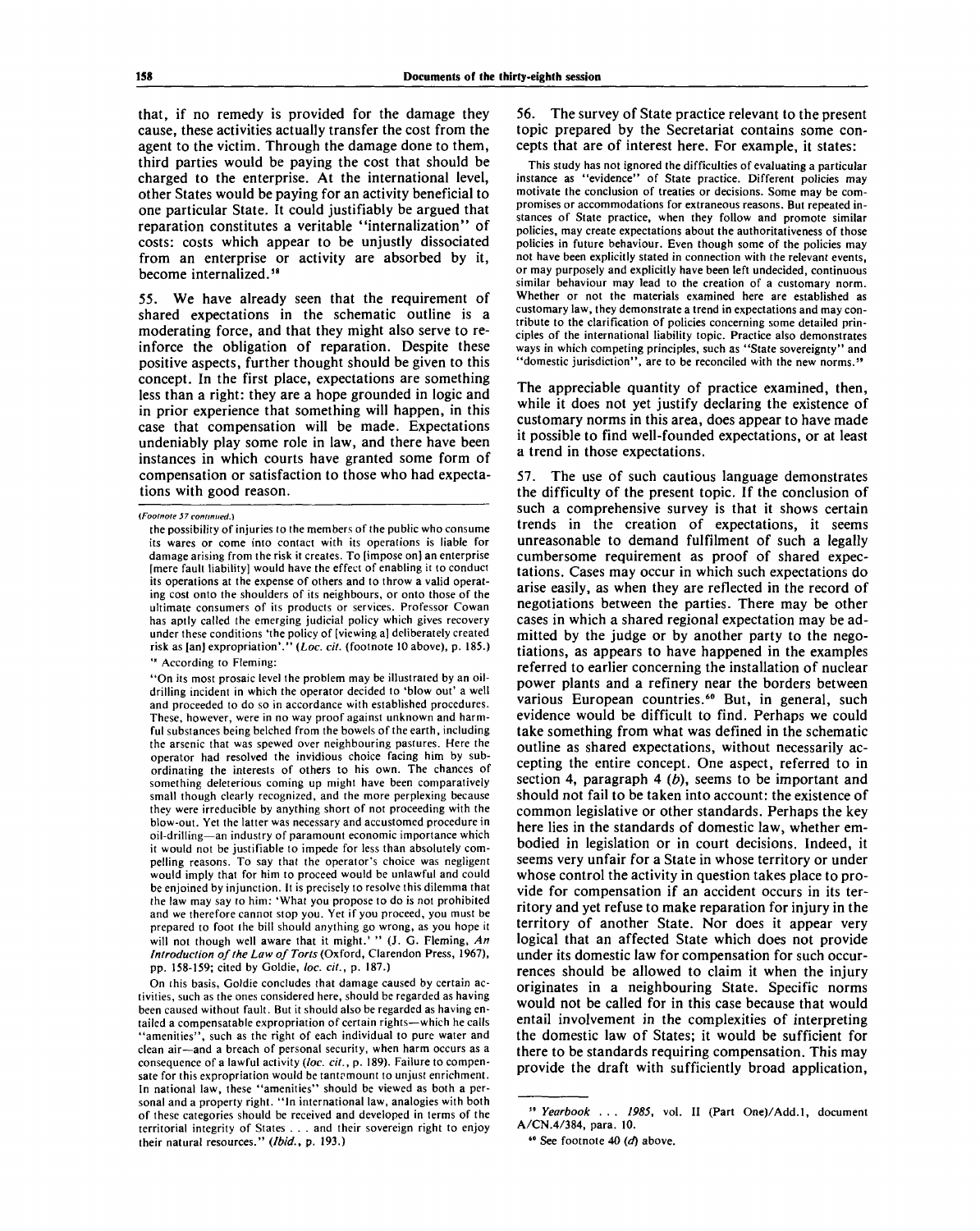that, if no remedy is provided for the damage they cause, these activities actually transfer the cost from the agent to the victim. Through the damage done to them, third parties would be paying the cost that should be charged to the enterprise. At the international level, other States would be paying for an activity beneficial to one particular State. It could justifiably be argued that reparation constitutes a veritable "internalization" of costs: costs which appear to be unjustly dissociated from an enterprise or activity are absorbed by it, become internalized.[58]

55. We have already seen that the requirement of shared expectations in the schematic outline is a moderating force, and that they might also serve to reinforce the obligation of reparation. Despite these positive aspects, further thought should be given to this concept. In the first place, expectations are something less than a right: they are a hope grounded in logic and in prior experience that something will happen, in this case that compensation will be made. Expectations undeniably play some role in law, and there have been instances in which courts have granted some form of compensation or satisfaction to those who had expectations with good reason.

56. The survey of State practice relevant to the present topic prepared by the Secretariat contains some concepts that are of interest here. For example, it states:

> This study has not ignored the difficulties of evaluating a particular instance as "evidence" of State practice. Different policies may motivate the conclusion of treaties or decisions. Some may be compromises or accommodations for extraneous reasons. But repeated instances of State practice, when they follow and promote similar policies, may create expectations about the authoritativeness of those policies in future behaviour. Even though some of the policies may not have been explicitly stated in connection with the relevant events, or may purposely and explicitly have been left undecided, continuous similar behaviour may lead to the creation of a customary norm. Whether or not the materials examined here are established as customary law, they demonstrate a trend in expectations and may contribute to the clarification of policies concerning some detailed principles of the international liability topic. Practice also demonstrates ways in which competing principles, such as "State sovereignty" and "domestic jurisdiction", are to be reconciled with the new norms.[59]

The appreciable quantity of practice examined, then, while it does not yet justify declaring the existence of customary norms in this area, does appear to have made it possible to find well-founded expectations, or at least a trend in those expectations.

57. The use of such cautious language demonstrates the difficulty of the present topic. If the conclusion of such a comprehensive survey is that it shows certain trends in the creation of expectations, it seems unreasonable to demand fulfilment of such a legally cumbersome requirement as proof of shared expectations. Cases may occur in which such expectations do arise easily, as when they are reflected in the record of negotiations between the parties. There may be other cases in which a shared regional expectation may be admitted by the judge or by another party to the negotiations, as appears to have happened in the examples referred to earlier concerning the installation of nuclear power plants and a refinery near the borders between various European countries.[60] But, in general, such evidence would be difficult to find. Perhaps we could take something from what was defined in the schematic outline as shared expectations, without necessarily accepting the entire concept. One aspect, referred to in section 4, paragraph 4 (*b*), seems to be important and should not fail to be taken into account: the existence of common legislative or other standards. Perhaps the key here lies in the standards of domestic law, whether embodied in legislation or in court decisions. Indeed, it seems very unfair for a State in whose territory or under whose control the activity in question takes place to provide for compensation if an accident occurs in its territory and yet refuse to make reparation for injury in the territory of another State. Nor does it appear very logical that an affected State which does not provide under its domestic law for compensation for such occurrences should be allowed to claim it when the injury originates in a neighbouring State. Specific norms would not be called for in this case because that would entail involvement in the complexities of interpreting the domestic law of States; it would be sufficient for there to be standards requiring compensation. This may provide the draft with sufficiently broad application,

---

(*Footnote 57 continued.*)

the possibility of injuries to the members of the public who consume its wares or come into contact with its operations is liable for damage arising from the risk it creates. To [impose on] an enterprise [mere fault liability] would have the effect of enabling it to conduct its operations at the expense of others and to throw a valid operating cost onto the shoulders of its neighbours, or onto those of the ultimate consumers of its products or services. Professor Cowan has aptly called the emerging judicial policy which gives recovery under these conditions 'the policy of [viewing a] deliberately created risk as [an] expropriation'." (*Loc. cit.* (footnote 10 above), p. 185.)

[58] According to Fleming:

"On its most prosaic level the problem may be illustrated by an oil-drilling incident in which the operator decided to 'blow out' a well and proceeded to do so in accordance with established procedures. These, however, were in no way proof against unknown and harmful substances being belched from the bowels of the earth, including the arsenic that was spewed over neighbouring pastures. Here the operator had resolved the invidious choice facing him by subordinating the interests of others to his own. The chances of something deleterious coming up might have been comparatively small though clearly recognized, and the more perplexing because they were irreducible by anything short of not proceeding with the blow-out. Yet the latter was necessary and accustomed procedure in oil-drilling—an industry of paramount economic importance which it would not be justifiable to impede for less than absolutely compelling reasons. To say that the operator's choice was negligent would imply that for him to proceed would be unlawful and could be enjoined by injunction. It is precisely to resolve this dilemma that the law may say to him: 'What you propose to do is not prohibited and we therefore cannot stop you. Yet if you proceed, you must be prepared to foot the bill should anything go wrong, as you hope it will not though well aware that it might.' " (J. G. Fleming, *An Introduction of the Law of Torts* (Oxford, Clarendon Press, 1967), pp. 158-159; cited by Goldie, *loc. cit.*, p. 187.)

On this basis, Goldie concludes that damage caused by certain activities, such as the ones considered here, should be regarded as having been caused without fault. But it should also be regarded as having entailed a compensatable expropriation of certain rights—which he calls "amenities", such as the right of each individual to pure water and clean air—and a breach of personal security, when harm occurs as a consequence of a lawful activity (*loc. cit.*, p. 189). Failure to compensate for this expropriation would be tantamount to unjust enrichment. In national law, these "amenities" should be viewed as both a personal and a property right. "In international law, analogies with both of these categories should be received and developed in terms of the territorial integrity of States . . . and their sovereign right to enjoy their natural resources." (*Ibid.*, p. 193.)

[59] *Yearbook . . . 1985*, vol. II (Part One)/Add.1, document A/CN.4/384, para. 10.

[60] See footnote 40 (*d*) above.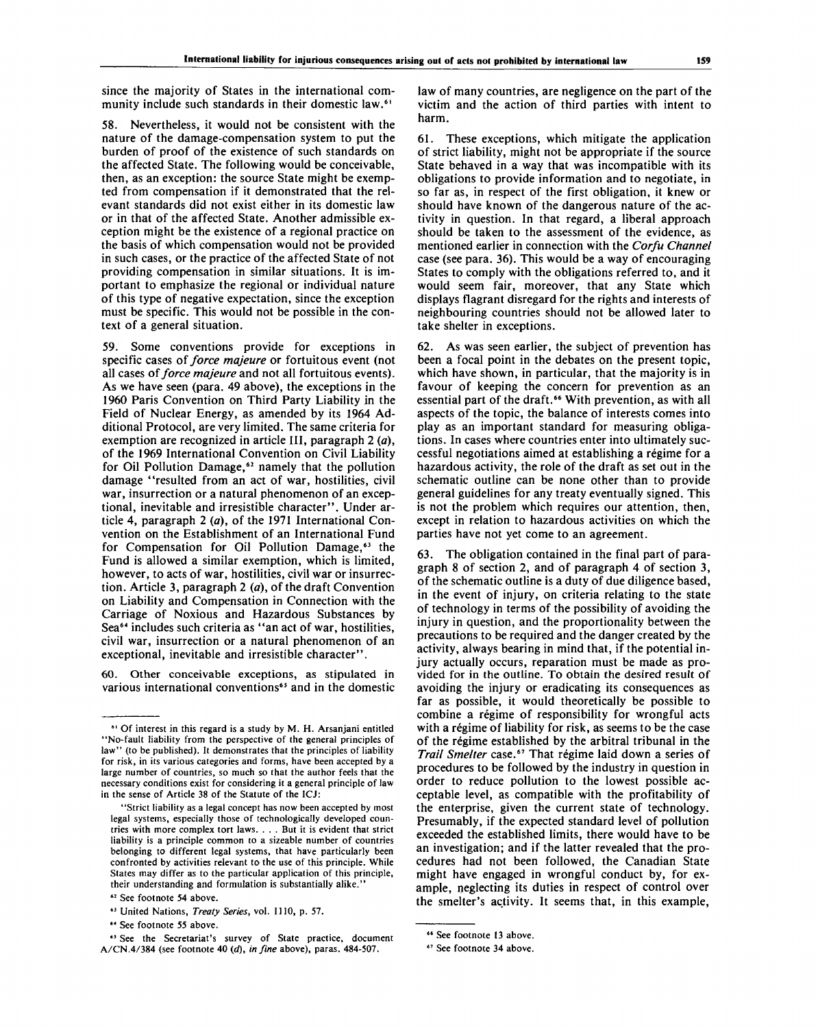since the majority of States in the international community include such standards in their domestic law.[61]

58. Nevertheless, it would not be consistent with the nature of the damage-compensation system to put the burden of proof of the existence of such standards on the affected State. The following would be conceivable, then, as an exception: the source State might be exempted from compensation if it demonstrated that the relevant standards did not exist either in its domestic law or in that of the affected State. Another admissible exception might be the existence of a regional practice on the basis of which compensation would not be provided in such cases, or the practice of the affected State of not providing compensation in similar situations. It is important to emphasize the regional or individual nature of this type of negative expectation, since the exception must be specific. This would not be possible in the context of a general situation.

59. Some conventions provide for exceptions in specific cases of *force majeure* or fortuitous event (not all cases of *force majeure* and not all fortuitous events). As we have seen (para. 49 above), the exceptions in the 1960 Paris Convention on Third Party Liability in the Field of Nuclear Energy, as amended by its 1964 Additional Protocol, are very limited. The same criteria for exemption are recognized in article III, paragraph 2 (*a*), of the 1969 International Convention on Civil Liability for Oil Pollution Damage,[62] namely that the pollution damage "resulted from an act of war, hostilities, civil war, insurrection or a natural phenomenon of an exceptional, inevitable and irresistible character". Under article 4, paragraph 2 (*a*), of the 1971 International Convention on the Establishment of an International Fund for Compensation for Oil Pollution Damage,[63] the Fund is allowed a similar exemption, which is limited, however, to acts of war, hostilities, civil war or insurrection. Article 3, paragraph 2 (*a*), of the draft Convention on Liability and Compensation in Connection with the Carriage of Noxious and Hazardous Substances by Sea[64] includes such criteria as "an act of war, hostilities, civil war, insurrection or a natural phenomenon of an exceptional, inevitable and irresistible character".

60. Other conceivable exceptions, as stipulated in various international conventions[65] and in the domestic law of many countries, are negligence on the part of the victim and the action of third parties with intent to harm.

61. These exceptions, which mitigate the application of strict liability, might not be appropriate if the source State behaved in a way that was incompatible with its obligations to provide information and to negotiate, in so far as, in respect of the first obligation, it knew or should have known of the dangerous nature of the activity in question. In that regard, a liberal approach should be taken to the assessment of the evidence, as mentioned earlier in connection with the *Corfu Channel* case (see para. 36). This would be a way of encouraging States to comply with the obligations referred to, and it would seem fair, moreover, that any State which displays flagrant disregard for the rights and interests of neighbouring countries should not be allowed later to take shelter in exceptions.

62. As was seen earlier, the subject of prevention has been a focal point in the debates on the present topic, which have shown, in particular, that the majority is in favour of keeping the concern for prevention as an essential part of the draft.[66] With prevention, as with all aspects of the topic, the balance of interests comes into play as an important standard for measuring obligations. In cases where countries enter into ultimately successful negotiations aimed at establishing a régime for a hazardous activity, the role of the draft as set out in the schematic outline can be none other than to provide general guidelines for any treaty eventually signed. This is not the problem which requires our attention, then, except in relation to hazardous activities on which the parties have not yet come to an agreement.

63. The obligation contained in the final part of paragraph 8 of section 2, and of paragraph 4 of section 3, of the schematic outline is a duty of due diligence based, in the event of injury, on criteria relating to the state of technology in terms of the possibility of avoiding the injury in question, and the proportionality between the precautions to be required and the danger created by the activity, always bearing in mind that, if the potential injury actually occurs, reparation must be made as provided for in the outline. To obtain the desired result of avoiding the injury or eradicating its consequences as far as possible, it would theoretically be possible to combine a régime of responsibility for wrongful acts with a régime of liability for risk, as seems to be the case of the régime established by the arbitral tribunal in the *Trail Smelter* case.[67] That régime laid down a series of procedures to be followed by the industry in question in order to reduce pollution to the lowest possible acceptable level, as compatible with the profitability of the enterprise, given the current state of technology. Presumably, if the expected standard level of pollution exceeded the established limits, there would have to be an investigation; and if the latter revealed that the procedures had not been followed, the Canadian State might have engaged in wrongful conduct by, for example, neglecting its duties in respect of control over the smelter's activity. It seems that, in this example,

---

[61] Of interest in this regard is a study by M. H. Arsanjani entitled "No-fault liability from the perspective of the general principles of law" (to be published). It demonstrates that the principles of liability for risk, in its various categories and forms, have been accepted by a large number of countries, so much so that the author feels that the necessary conditions exist for considering it a general principle of law in the sense of Article 38 of the Statute of the ICJ:

"Strict liability as a legal concept has now been accepted by most legal systems, especially those of technologically developed countries with more complex tort laws. . . . But it is evident that strict liability is a principle common to a sizeable number of countries belonging to different legal systems, that have particularly been confronted by activities relevant to the use of this principle. While States may differ as to the particular application of this principle, their understanding and formulation is substantially alike."

[62] See footnote 54 above.

[63] United Nations, *Treaty Series*, vol. 1110, p. 57.

[64] See footnote 55 above.

[65] See the Secretariat's survey of State practice, document A/CN.4/384 (see footnote 40 (*d*), *in fine* above), paras. 484-507.

[66] See footnote 13 above.

[67] See footnote 34 above.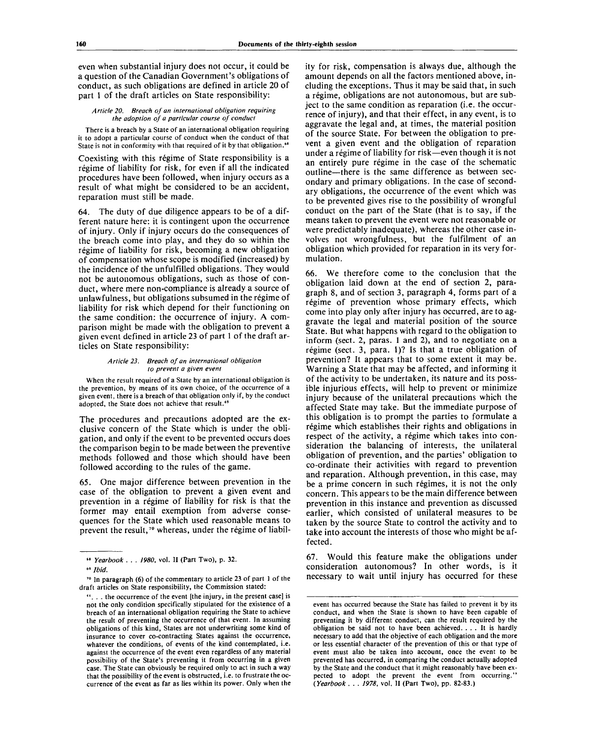even when substantial injury does not occur, it could be a question of the Canadian Government's obligations of conduct, as such obligations are defined in article 20 of part 1 of the draft articles on State responsibility:

*Article 20. Breach of an international obligation requiring the adoption of a particular course of conduct*

There is a breach by a State of an international obligation requiring it to adopt a particular course of conduct when the conduct of that State is not in conformity with that required of it by that obligation.[68]

Coexisting with this régime of State responsibility is a régime of liability for risk, for even if all the indicated procedures have been followed, when injury occurs as a result of what might be considered to be an accident, reparation must still be made.

64. The duty of due diligence appears to be of a different nature here: it is contingent upon the occurrence of injury. Only if injury occurs do the consequences of the breach come into play, and they do so within the régime of liability for risk, becoming a new obligation of compensation whose scope is modified (increased) by the incidence of the unfulfilled obligations. They would not be autonomous obligations, such as those of conduct, where mere non-compliance is already a source of unlawfulness, but obligations subsumed in the régime of liability for risk which depend for their functioning on the same condition: the occurrence of injury. A comparison might be made with the obligation to prevent a given event defined in article 23 of part 1 of the draft articles on State responsibility:

*Article 23. Breach of an international obligation to prevent a given event*

When the result required of a State by an international obligation is the prevention, by means of its own choice, of the occurrence of a given event, there is a breach of that obligation only if, by the conduct adopted, the State does not achieve that result.[69]

The procedures and precautions adopted are the exclusive concern of the State which is under the obligation, and only if the event to be prevented occurs does the comparison begin to be made between the preventive methods followed and those which should have been followed according to the rules of the game.

65. One major difference between prevention in the case of the obligation to prevent a given event and prevention in a régime of liability for risk is that the former may entail exemption from adverse consequences for the State which used reasonable means to prevent the result,[70] whereas, under the régime of liability for risk, compensation is always due, although the amount depends on all the factors mentioned above, including the exceptions. Thus it may be said that, in such a régime, obligations are not autonomous, but are subject to the same condition as reparation (i.e. the occurrence of injury), and that their effect, in any event, is to aggravate the legal and, at times, the material position of the source State. For between the obligation to prevent a given event and the obligation of reparation under a régime of liability for risk—even though it is not an entirely pure régime in the case of the schematic outline—there is the same difference as between secondary and primary obligations. In the case of secondary obligations, the occurrence of the event which was to be prevented gives rise to the possibility of wrongful conduct on the part of the State (that is to say, if the means taken to prevent the event were not reasonable or were predictably inadequate), whereas the other case involves not wrongfulness, but the fulfilment of an obligation which provided for reparation in its very formulation.

66. We therefore come to the conclusion that the obligation laid down at the end of section 2, paragraph 8, and of section 3, paragraph 4, forms part of a régime of prevention whose primary effects, which come into play only after injury has occurred, are to aggravate the legal and material position of the source State. But what happens with regard to the obligation to inform (sect. 2, paras. 1 and 2), and to negotiate on a régime (sect. 3, para. 1)? Is that a true obligation of prevention? It appears that to some extent it may be. Warning a State that may be affected, and informing it of the activity to be undertaken, its nature and its possible injurious effects, will help to prevent or minimize injury because of the unilateral precautions which the affected State may take. But the immediate purpose of this obligation is to prompt the parties to formulate a régime which establishes their rights and obligations in respect of the activity, a régime which takes into consideration the balancing of interests, the unilateral obligation of prevention, and the parties' obligation to co-ordinate their activities with regard to prevention and reparation. Although prevention, in this case, may be a prime concern in such régimes, it is not the only concern. This appears to be the main difference between prevention in this instance and prevention as discussed earlier, which consisted of unilateral measures to be taken by the source State to control the activity and to take into account the interests of those who might be affected.

67. Would this feature make the obligations under consideration autonomous? In other words, is it necessary to wait until injury has occurred for these

---

[68] *Yearbook . . . 1980*, vol. II (Part Two), p. 32.

[69] *Ibid.*

[70] In paragraph (6) of the commentary to article 23 of part 1 of the draft articles on State responsibility, the Commission stated:

". . . the occurrence of the event [the injury, in the present case] is not the only condition specifically stipulated for the existence of a breach of an international obligation requiring the State to achieve the result of preventing the occurrence of that event. In assuming obligations of this kind, States are not underwriting some kind of insurance to cover co-contracting States against the occurrence, whatever the conditions, of events of the kind contemplated, i.e. against the occurrence of the event even regardless of any material possibility of the State's preventing it from occurring in a given case. The State can obviously be required only to act in such a way that the possibility of the event is obstructed, i.e. to frustrate the occurrence of the event as far as lies within its power. Only when the event has occurred because the State has failed to prevent it by its conduct, and when the State is shown to have been capable of preventing it by different conduct, can the result required by the obligation be said not to have been achieved. . . . It is hardly necessary to add that the objective of each obligation and the more or less essential character of the prevention of this or that type of event must also be taken into account, once the event to be prevented has occurred, in comparing the conduct actually adopted by the State and the conduct that it might reasonably have been expected to adopt the prevent the event from occurring." (*Yearbook . . . 1978*, vol. II (Part Two), pp. 82-83.)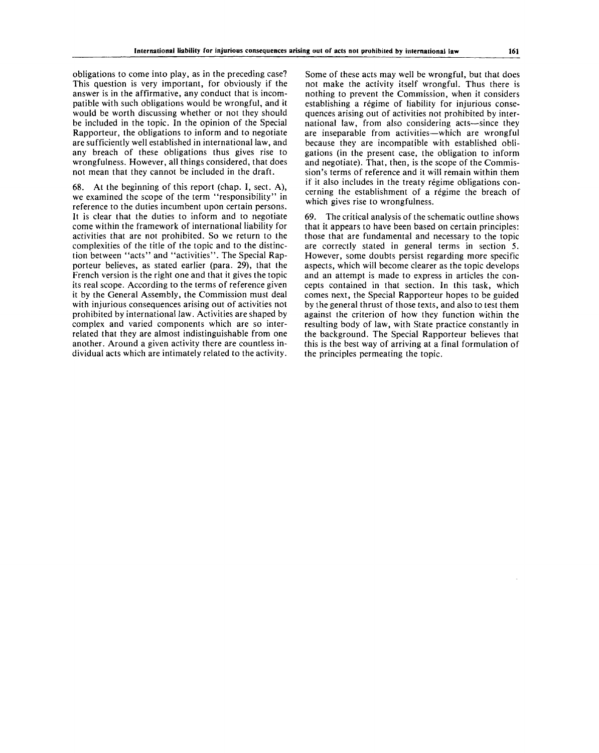obligations to come into play, as in the preceding case? This question is very important, for obviously if the answer is in the affirmative, any conduct that is incompatible with such obligations would be wrongful, and it would be worth discussing whether or not they should be included in the topic. In the opinion of the Special Rapporteur, the obligations to inform and to negotiate are sufficiently well established in international law, and any breach of these obligations thus gives rise to wrongfulness. However, all things considered, that does not mean that they cannot be included in the draft.

68. At the beginning of this report (chap. I, sect. A), we examined the scope of the term "responsibility" in reference to the duties incumbent upon certain persons. It is clear that the duties to inform and to negotiate come within the framework of international liability for activities that are not prohibited. So we return to the complexities of the title of the topic and to the distinction between "acts" and "activities". The Special Rapporteur believes, as stated earlier (para. 29), that the French version is the right one and that it gives the topic its real scope. According to the terms of reference given it by the General Assembly, the Commission must deal with injurious consequences arising out of activities not prohibited by international law. Activities are shaped by complex and varied components which are so interrelated that they are almost indistinguishable from one another. Around a given activity there are countless individual acts which are intimately related to the activity. Some of these acts may well be wrongful, but that does not make the activity itself wrongful. Thus there is nothing to prevent the Commission, when it considers establishing a régime of liability for injurious consequences arising out of activities not prohibited by international law, from also considering acts—since they are inseparable from activities—which are wrongful because they are incompatible with established obligations (in the present case, the obligation to inform and negotiate). That, then, is the scope of the Commission's terms of reference and it will remain within them if it also includes in the treaty régime obligations concerning the establishment of a régime the breach of which gives rise to wrongfulness.

69. The critical analysis of the schematic outline shows that it appears to have been based on certain principles: those that are fundamental and necessary to the topic are correctly stated in general terms in section 5. However, some doubts persist regarding more specific aspects, which will become clearer as the topic develops and an attempt is made to express in articles the concepts contained in that section. In this task, which comes next, the Special Rapporteur hopes to be guided by the general thrust of those texts, and also to test them against the criterion of how they function within the resulting body of law, with State practice constantly in the background. The Special Rapporteur believes that this is the best way of arriving at a final formulation of the principles permeating the topic.